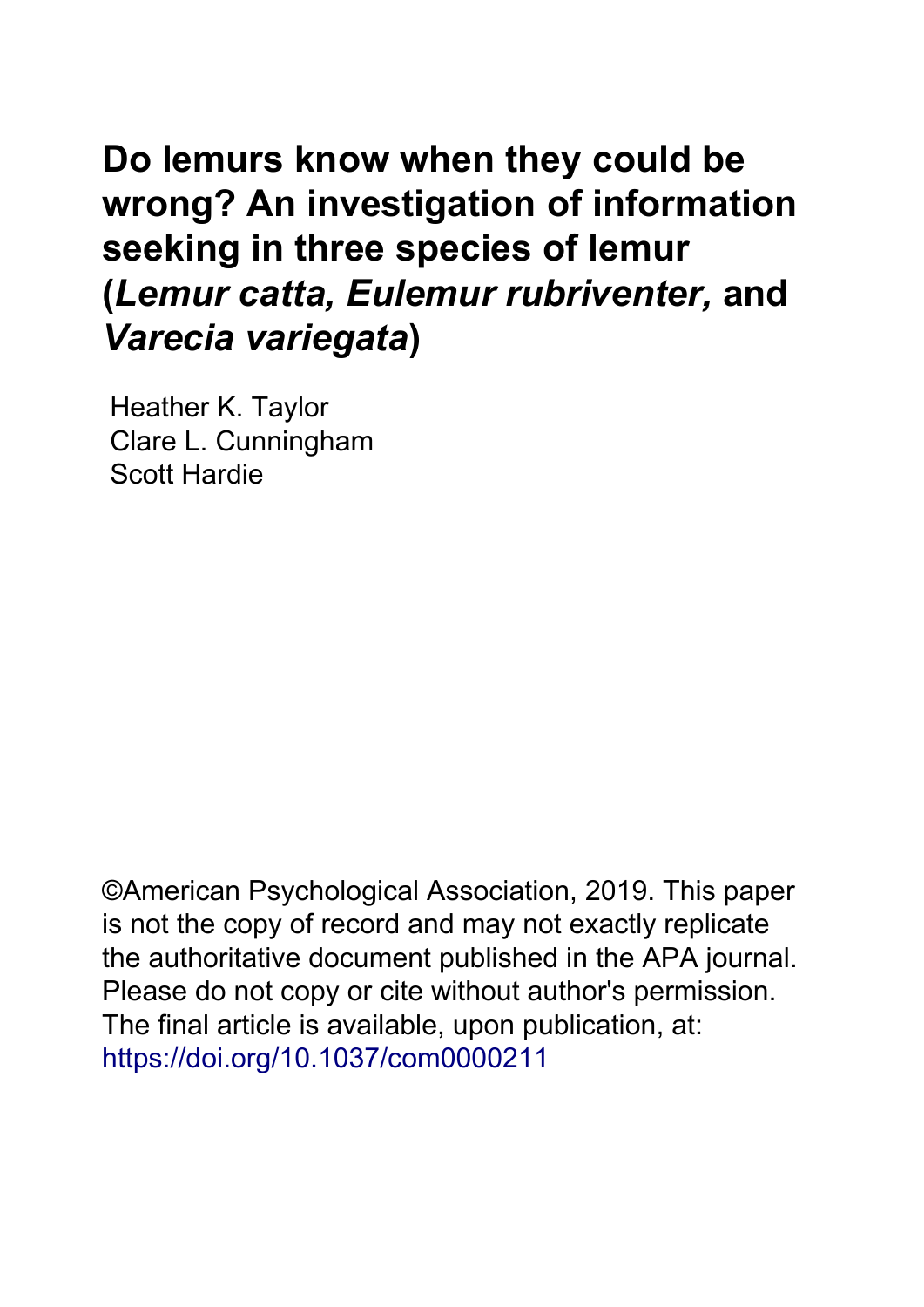# Do lemurs know when they could be wrong? An investigation of information seeking in three species of lemur (*Lemur catta, Eulemur rubriventer,* and *Varecia variegata*)

Heather K. Taylor
Clare L. Cunningham
Scott Hardie

©American Psychological Association, 2019. This paper is not the copy of record and may not exactly replicate the authoritative document published in the APA journal. Please do not copy or cite without author's permission. The final article is available, upon publication, at: https://doi.org/10.1037/com0000211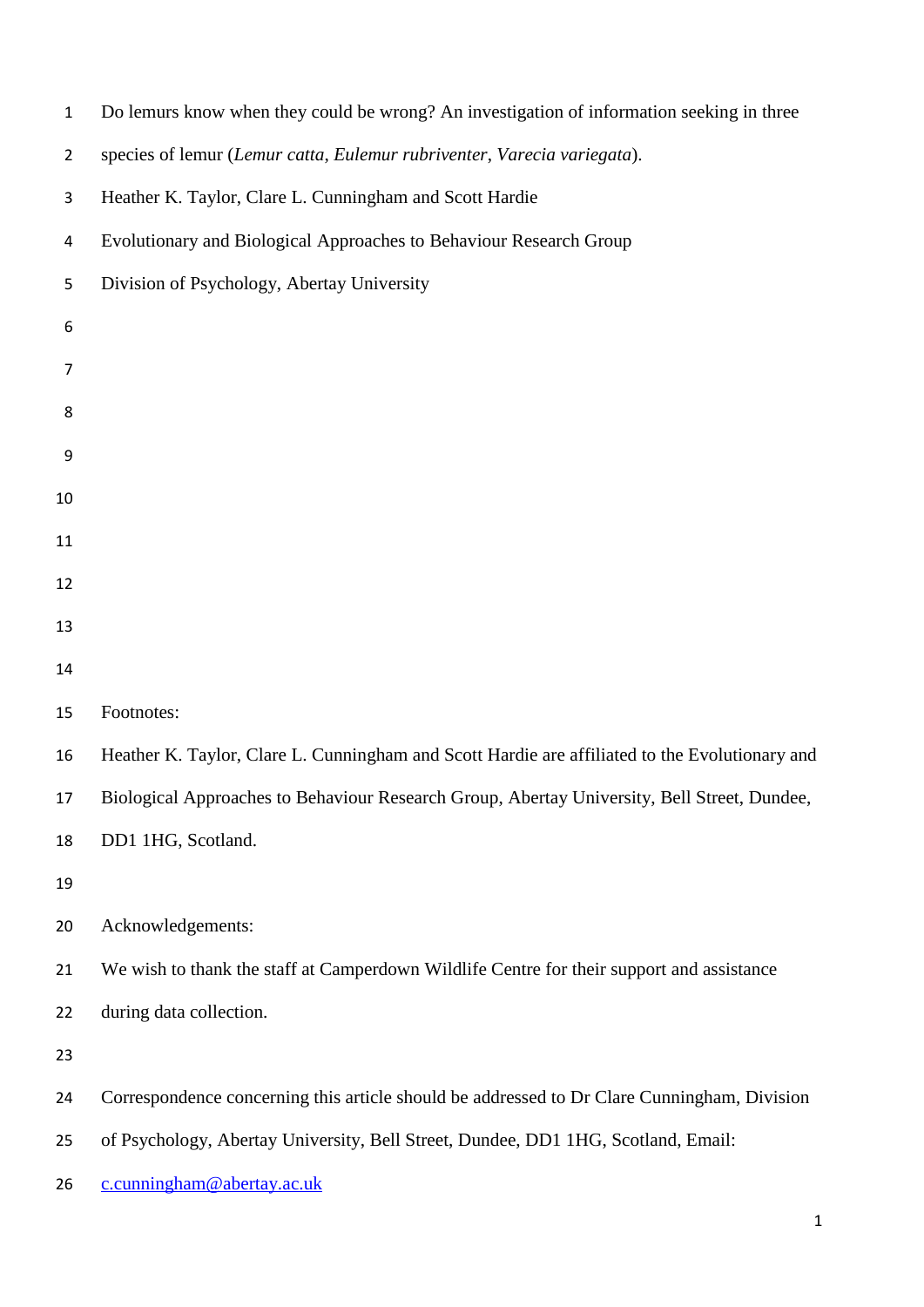Do lemurs know when they could be wrong? An investigation of information seeking in three species of lemur (*Lemur catta*, *Eulemur rubriventer*, *Varecia variegata*).

Heather K. Taylor, Clare L. Cunningham and Scott Hardie

Evolutionary and Biological Approaches to Behaviour Research Group

Division of Psychology, Abertay University

Footnotes:

Heather K. Taylor, Clare L. Cunningham and Scott Hardie are affiliated to the Evolutionary and Biological Approaches to Behaviour Research Group, Abertay University, Bell Street, Dundee, DD1 1HG, Scotland.

Acknowledgements:

We wish to thank the staff at Camperdown Wildlife Centre for their support and assistance during data collection.

Correspondence concerning this article should be addressed to Dr Clare Cunningham, Division of Psychology, Abertay University, Bell Street, Dundee, DD1 1HG, Scotland, Email: c.cunningham@abertay.ac.uk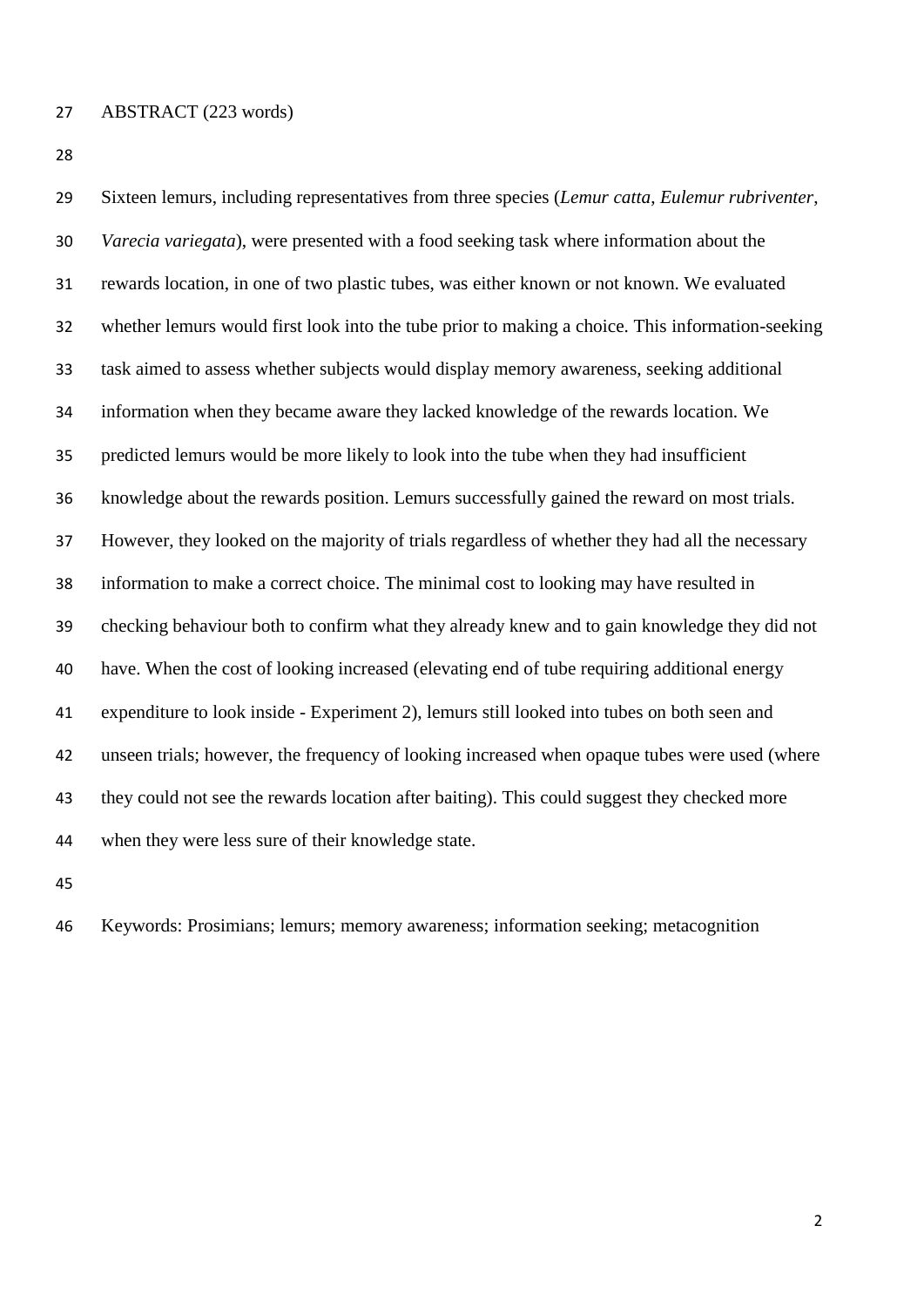ABSTRACT (223 words)

Sixteen lemurs, including representatives from three species (*Lemur catta*, *Eulemur rubriventer*, *Varecia variegata*), were presented with a food seeking task where information about the rewards location, in one of two plastic tubes, was either known or not known. We evaluated whether lemurs would first look into the tube prior to making a choice. This information-seeking task aimed to assess whether subjects would display memory awareness, seeking additional information when they became aware they lacked knowledge of the rewards location. We predicted lemurs would be more likely to look into the tube when they had insufficient knowledge about the rewards position. Lemurs successfully gained the reward on most trials. However, they looked on the majority of trials regardless of whether they had all the necessary information to make a correct choice. The minimal cost to looking may have resulted in checking behaviour both to confirm what they already knew and to gain knowledge they did not have. When the cost of looking increased (elevating end of tube requiring additional energy expenditure to look inside - Experiment 2), lemurs still looked into tubes on both seen and unseen trials; however, the frequency of looking increased when opaque tubes were used (where they could not see the rewards location after baiting). This could suggest they checked more when they were less sure of their knowledge state.

Keywords: Prosimians; lemurs; memory awareness; information seeking; metacognition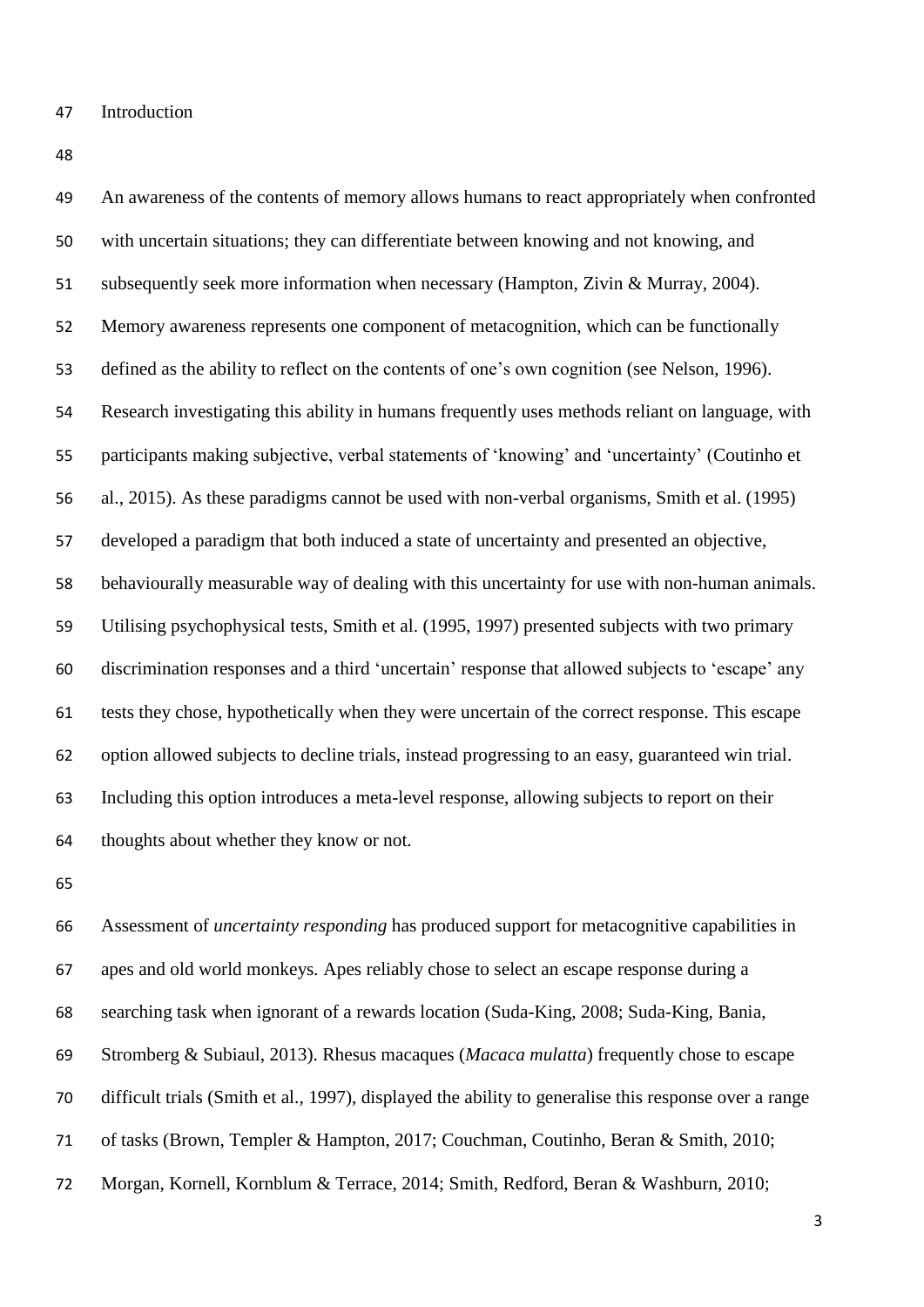## Introduction

An awareness of the contents of memory allows humans to react appropriately when confronted with uncertain situations; they can differentiate between knowing and not knowing, and subsequently seek more information when necessary (Hampton, Zivin & Murray, 2004). Memory awareness represents one component of metacognition, which can be functionally defined as the ability to reflect on the contents of one's own cognition (see Nelson, 1996). Research investigating this ability in humans frequently uses methods reliant on language, with participants making subjective, verbal statements of 'knowing' and 'uncertainty' (Coutinho et al., 2015). As these paradigms cannot be used with non-verbal organisms, Smith et al. (1995) developed a paradigm that both induced a state of uncertainty and presented an objective, behaviourally measurable way of dealing with this uncertainty for use with non-human animals. Utilising psychophysical tests, Smith et al. (1995, 1997) presented subjects with two primary discrimination responses and a third 'uncertain' response that allowed subjects to 'escape' any tests they chose, hypothetically when they were uncertain of the correct response. This escape option allowed subjects to decline trials, instead progressing to an easy, guaranteed win trial. Including this option introduces a meta-level response, allowing subjects to report on their thoughts about whether they know or not.

Assessment of *uncertainty responding* has produced support for metacognitive capabilities in apes and old world monkeys. Apes reliably chose to select an escape response during a searching task when ignorant of a rewards location (Suda-King, 2008; Suda-King, Bania, Stromberg & Subiaul, 2013). Rhesus macaques (*Macaca mulatta*) frequently chose to escape difficult trials (Smith et al., 1997), displayed the ability to generalise this response over a range of tasks (Brown, Templer & Hampton, 2017; Couchman, Coutinho, Beran & Smith, 2010; Morgan, Kornell, Kornblum & Terrace, 2014; Smith, Redford, Beran & Washburn, 2010;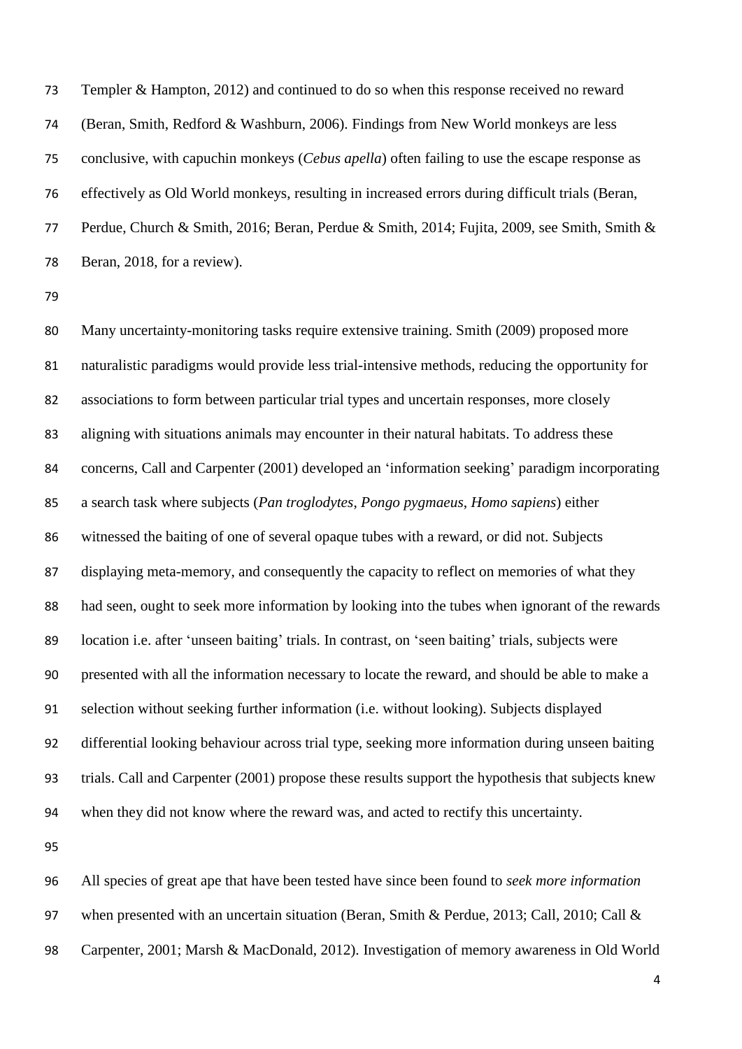Templer & Hampton, 2012) and continued to do so when this response received no reward (Beran, Smith, Redford & Washburn, 2006). Findings from New World monkeys are less conclusive, with capuchin monkeys (*Cebus apella*) often failing to use the escape response as effectively as Old World monkeys, resulting in increased errors during difficult trials (Beran, Perdue, Church & Smith, 2016; Beran, Perdue & Smith, 2014; Fujita, 2009, see Smith, Smith & Beran, 2018, for a review).

Many uncertainty-monitoring tasks require extensive training. Smith (2009) proposed more naturalistic paradigms would provide less trial-intensive methods, reducing the opportunity for associations to form between particular trial types and uncertain responses, more closely aligning with situations animals may encounter in their natural habitats. To address these concerns, Call and Carpenter (2001) developed an 'information seeking' paradigm incorporating a search task where subjects (*Pan troglodytes*, *Pongo pygmaeus*, *Homo sapiens*) either witnessed the baiting of one of several opaque tubes with a reward, or did not. Subjects displaying meta-memory, and consequently the capacity to reflect on memories of what they had seen, ought to seek more information by looking into the tubes when ignorant of the rewards location i.e. after 'unseen baiting' trials. In contrast, on 'seen baiting' trials, subjects were presented with all the information necessary to locate the reward, and should be able to make a selection without seeking further information (i.e. without looking). Subjects displayed differential looking behaviour across trial type, seeking more information during unseen baiting trials. Call and Carpenter (2001) propose these results support the hypothesis that subjects knew when they did not know where the reward was, and acted to rectify this uncertainty.

All species of great ape that have been tested have since been found to *seek more information* when presented with an uncertain situation (Beran, Smith & Perdue, 2013; Call, 2010; Call & Carpenter, 2001; Marsh & MacDonald, 2012). Investigation of memory awareness in Old World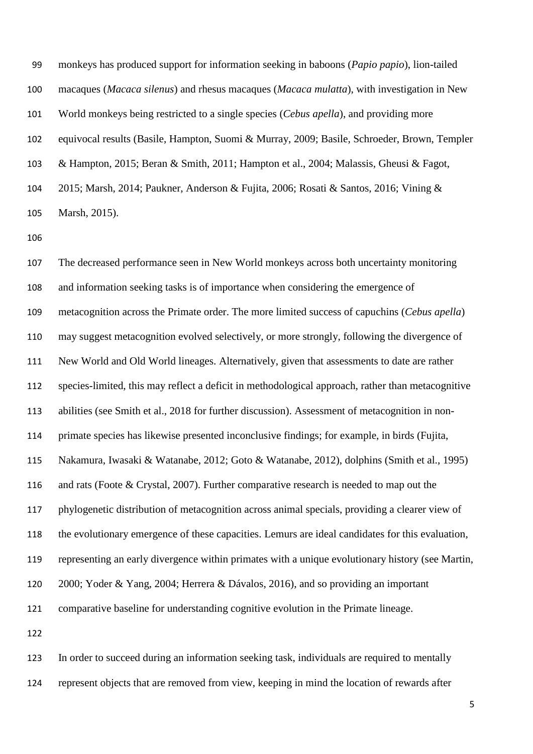monkeys has produced support for information seeking in baboons (*Papio papio*), lion-tailed macaques (*Macaca silenus*) and rhesus macaques (*Macaca mulatta*), with investigation in New World monkeys being restricted to a single species (*Cebus apella*), and providing more equivocal results (Basile, Hampton, Suomi & Murray, 2009; Basile, Schroeder, Brown, Templer & Hampton, 2015; Beran & Smith, 2011; Hampton et al., 2004; Malassis, Gheusi & Fagot, 2015; Marsh, 2014; Paukner, Anderson & Fujita, 2006; Rosati & Santos, 2016; Vining & Marsh, 2015).

The decreased performance seen in New World monkeys across both uncertainty monitoring and information seeking tasks is of importance when considering the emergence of metacognition across the Primate order. The more limited success of capuchins (*Cebus apella*) may suggest metacognition evolved selectively, or more strongly, following the divergence of New World and Old World lineages. Alternatively, given that assessments to date are rather species-limited, this may reflect a deficit in methodological approach, rather than metacognitive abilities (see Smith et al., 2018 for further discussion). Assessment of metacognition in non-primate species has likewise presented inconclusive findings; for example, in birds (Fujita, Nakamura, Iwasaki & Watanabe, 2012; Goto & Watanabe, 2012), dolphins (Smith et al., 1995) and rats (Foote & Crystal, 2007). Further comparative research is needed to map out the phylogenetic distribution of metacognition across animal specials, providing a clearer view of the evolutionary emergence of these capacities. Lemurs are ideal candidates for this evaluation, representing an early divergence within primates with a unique evolutionary history (see Martin, 2000; Yoder & Yang, 2004; Herrera & Dávalos, 2016), and so providing an important comparative baseline for understanding cognitive evolution in the Primate lineage.

In order to succeed during an information seeking task, individuals are required to mentally represent objects that are removed from view, keeping in mind the location of rewards after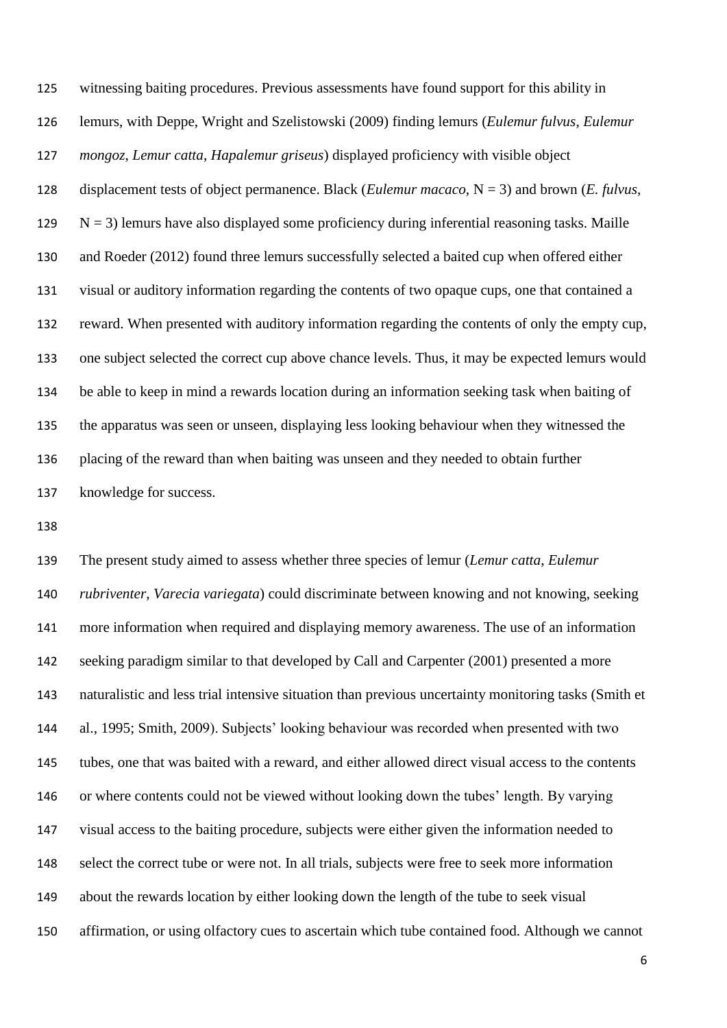witnessing baiting procedures. Previous assessments have found support for this ability in lemurs, with Deppe, Wright and Szelistowski (2009) finding lemurs (*Eulemur fulvus*, *Eulemur mongoz*, *Lemur catta*, *Hapalemur griseus*) displayed proficiency with visible object displacement tests of object permanence. Black (*Eulemur macaco*, N = 3) and brown (*E. fulvus*, N = 3) lemurs have also displayed some proficiency during inferential reasoning tasks. Maille and Roeder (2012) found three lemurs successfully selected a baited cup when offered either visual or auditory information regarding the contents of two opaque cups, one that contained a reward. When presented with auditory information regarding the contents of only the empty cup, one subject selected the correct cup above chance levels. Thus, it may be expected lemurs would be able to keep in mind a rewards location during an information seeking task when baiting of the apparatus was seen or unseen, displaying less looking behaviour when they witnessed the placing of the reward than when baiting was unseen and they needed to obtain further knowledge for success.

The present study aimed to assess whether three species of lemur (*Lemur catta*, *Eulemur rubriventer*, *Varecia variegata*) could discriminate between knowing and not knowing, seeking more information when required and displaying memory awareness. The use of an information seeking paradigm similar to that developed by Call and Carpenter (2001) presented a more naturalistic and less trial intensive situation than previous uncertainty monitoring tasks (Smith et al., 1995; Smith, 2009). Subjects' looking behaviour was recorded when presented with two tubes, one that was baited with a reward, and either allowed direct visual access to the contents or where contents could not be viewed without looking down the tubes' length. By varying visual access to the baiting procedure, subjects were either given the information needed to select the correct tube or were not. In all trials, subjects were free to seek more information about the rewards location by either looking down the length of the tube to seek visual affirmation, or using olfactory cues to ascertain which tube contained food. Although we cannot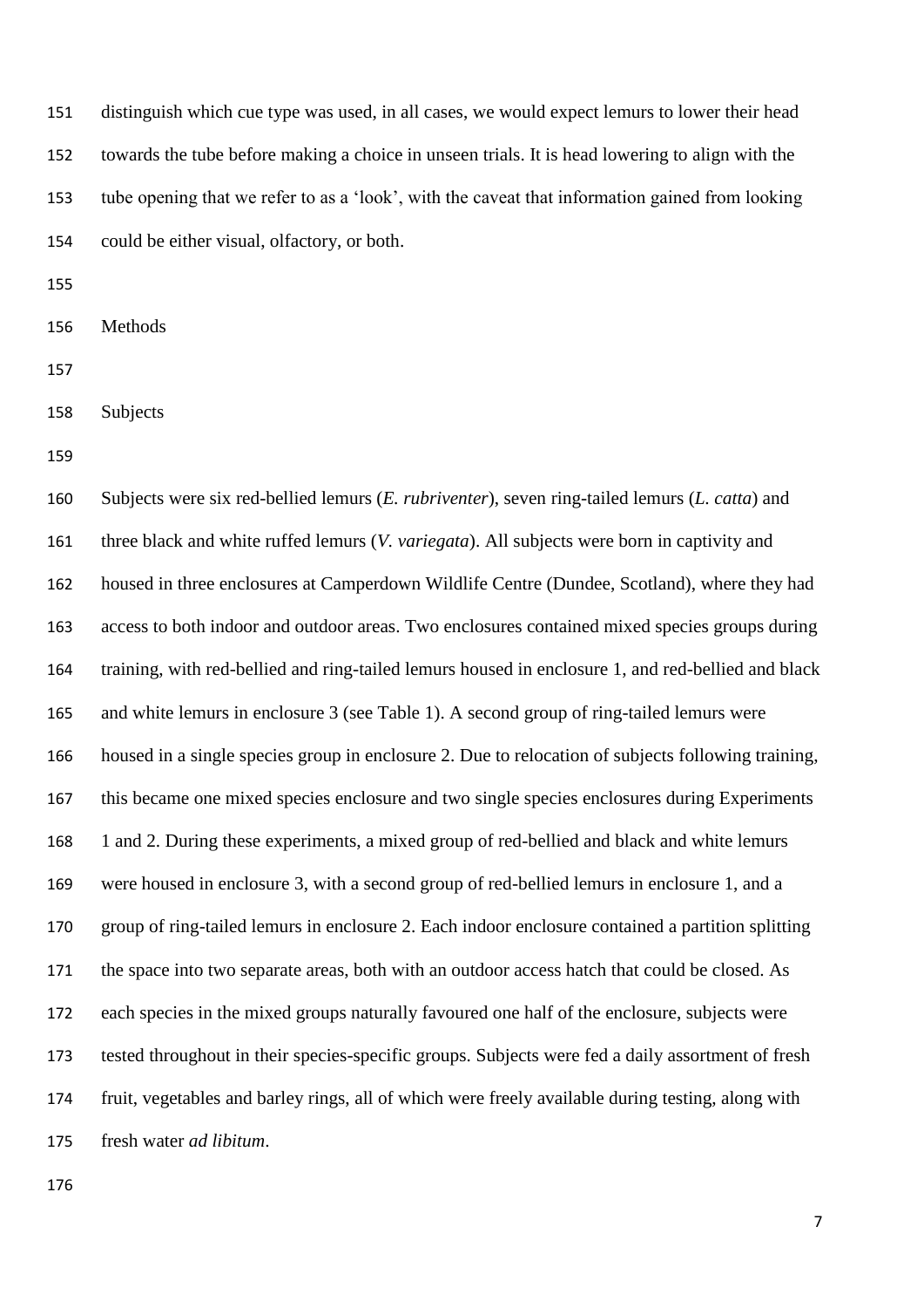distinguish which cue type was used, in all cases, we would expect lemurs to lower their head towards the tube before making a choice in unseen trials. It is head lowering to align with the tube opening that we refer to as a 'look', with the caveat that information gained from looking could be either visual, olfactory, or both.

## Methods

### Subjects

Subjects were six red-bellied lemurs (*E. rubriventer*), seven ring-tailed lemurs (*L. catta*) and three black and white ruffed lemurs (*V. variegata*). All subjects were born in captivity and housed in three enclosures at Camperdown Wildlife Centre (Dundee, Scotland), where they had access to both indoor and outdoor areas. Two enclosures contained mixed species groups during training, with red-bellied and ring-tailed lemurs housed in enclosure 1, and red-bellied and black and white lemurs in enclosure 3 (see Table 1). A second group of ring-tailed lemurs were housed in a single species group in enclosure 2. Due to relocation of subjects following training, this became one mixed species enclosure and two single species enclosures during Experiments 1 and 2. During these experiments, a mixed group of red-bellied and black and white lemurs were housed in enclosure 3, with a second group of red-bellied lemurs in enclosure 1, and a group of ring-tailed lemurs in enclosure 2. Each indoor enclosure contained a partition splitting the space into two separate areas, both with an outdoor access hatch that could be closed. As each species in the mixed groups naturally favoured one half of the enclosure, subjects were tested throughout in their species-specific groups. Subjects were fed a daily assortment of fresh fruit, vegetables and barley rings, all of which were freely available during testing, along with fresh water *ad libitum*.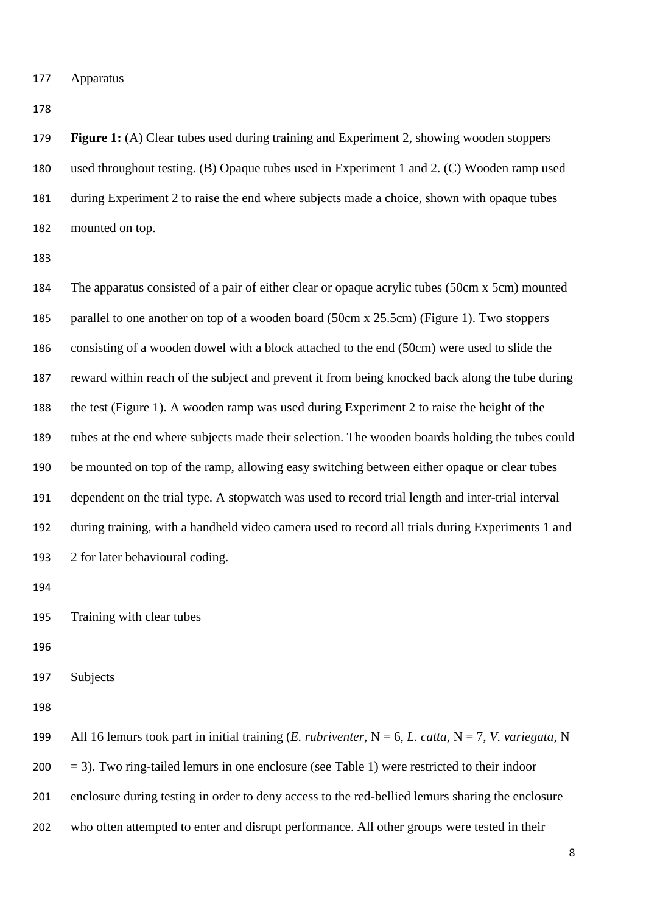Apparatus

**Figure 1:** (A) Clear tubes used during training and Experiment 2, showing wooden stoppers used throughout testing. (B) Opaque tubes used in Experiment 1 and 2. (C) Wooden ramp used during Experiment 2 to raise the end where subjects made a choice, shown with opaque tubes mounted on top.

The apparatus consisted of a pair of either clear or opaque acrylic tubes (50cm x 5cm) mounted parallel to one another on top of a wooden board (50cm x 25.5cm) (Figure 1). Two stoppers consisting of a wooden dowel with a block attached to the end (50cm) were used to slide the reward within reach of the subject and prevent it from being knocked back along the tube during the test (Figure 1). A wooden ramp was used during Experiment 2 to raise the height of the tubes at the end where subjects made their selection. The wooden boards holding the tubes could be mounted on top of the ramp, allowing easy switching between either opaque or clear tubes dependent on the trial type. A stopwatch was used to record trial length and inter-trial interval during training, with a handheld video camera used to record all trials during Experiments 1 and 2 for later behavioural coding.

Training with clear tubes

Subjects

All 16 lemurs took part in initial training (*E. rubriventer*, N = 6, *L. catta*, N = 7, *V. variegata*, N = 3). Two ring-tailed lemurs in one enclosure (see Table 1) were restricted to their indoor enclosure during testing in order to deny access to the red-bellied lemurs sharing the enclosure who often attempted to enter and disrupt performance. All other groups were tested in their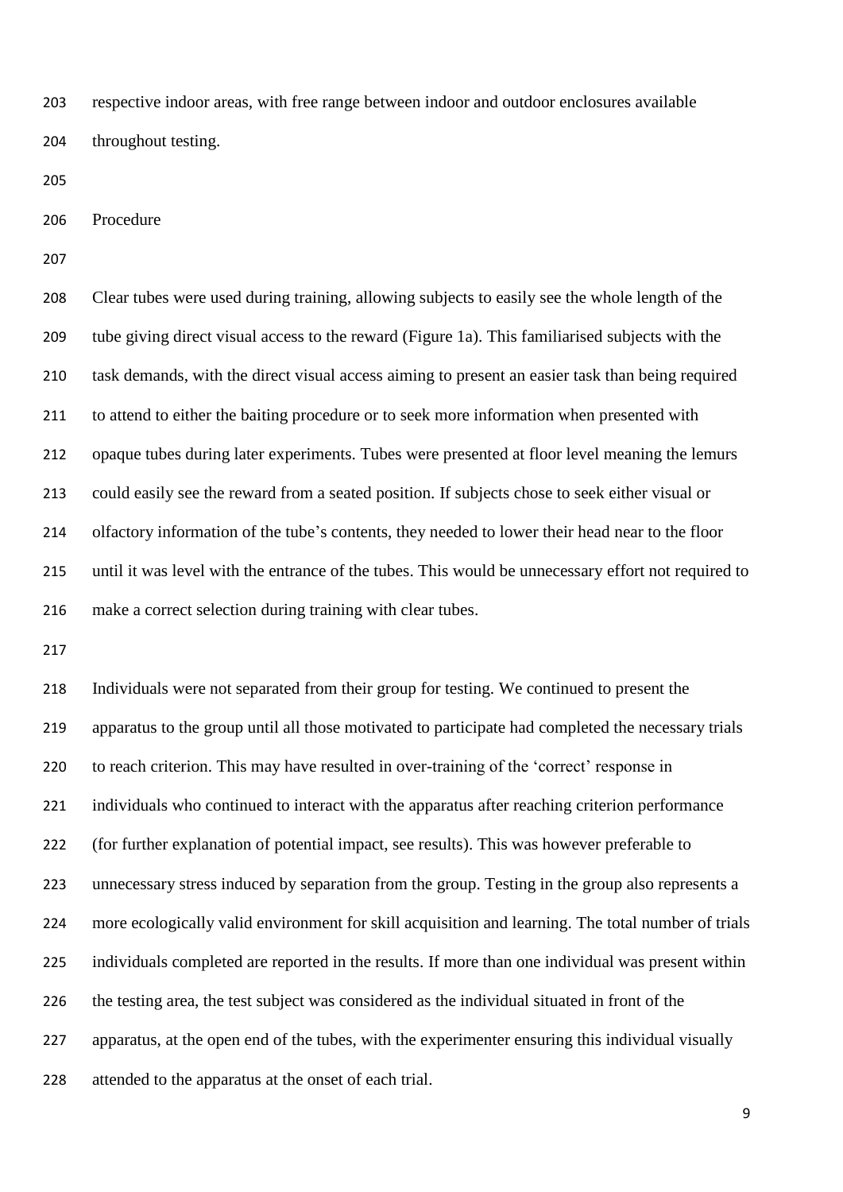respective indoor areas, with free range between indoor and outdoor enclosures available throughout testing.

## Procedure

Clear tubes were used during training, allowing subjects to easily see the whole length of the tube giving direct visual access to the reward (Figure 1a). This familiarised subjects with the task demands, with the direct visual access aiming to present an easier task than being required to attend to either the baiting procedure or to seek more information when presented with opaque tubes during later experiments. Tubes were presented at floor level meaning the lemurs could easily see the reward from a seated position. If subjects chose to seek either visual or olfactory information of the tube's contents, they needed to lower their head near to the floor until it was level with the entrance of the tubes. This would be unnecessary effort not required to make a correct selection during training with clear tubes.

Individuals were not separated from their group for testing. We continued to present the apparatus to the group until all those motivated to participate had completed the necessary trials to reach criterion. This may have resulted in over-training of the 'correct' response in individuals who continued to interact with the apparatus after reaching criterion performance (for further explanation of potential impact, see results). This was however preferable to unnecessary stress induced by separation from the group. Testing in the group also represents a more ecologically valid environment for skill acquisition and learning. The total number of trials individuals completed are reported in the results. If more than one individual was present within the testing area, the test subject was considered as the individual situated in front of the apparatus, at the open end of the tubes, with the experimenter ensuring this individual visually attended to the apparatus at the onset of each trial.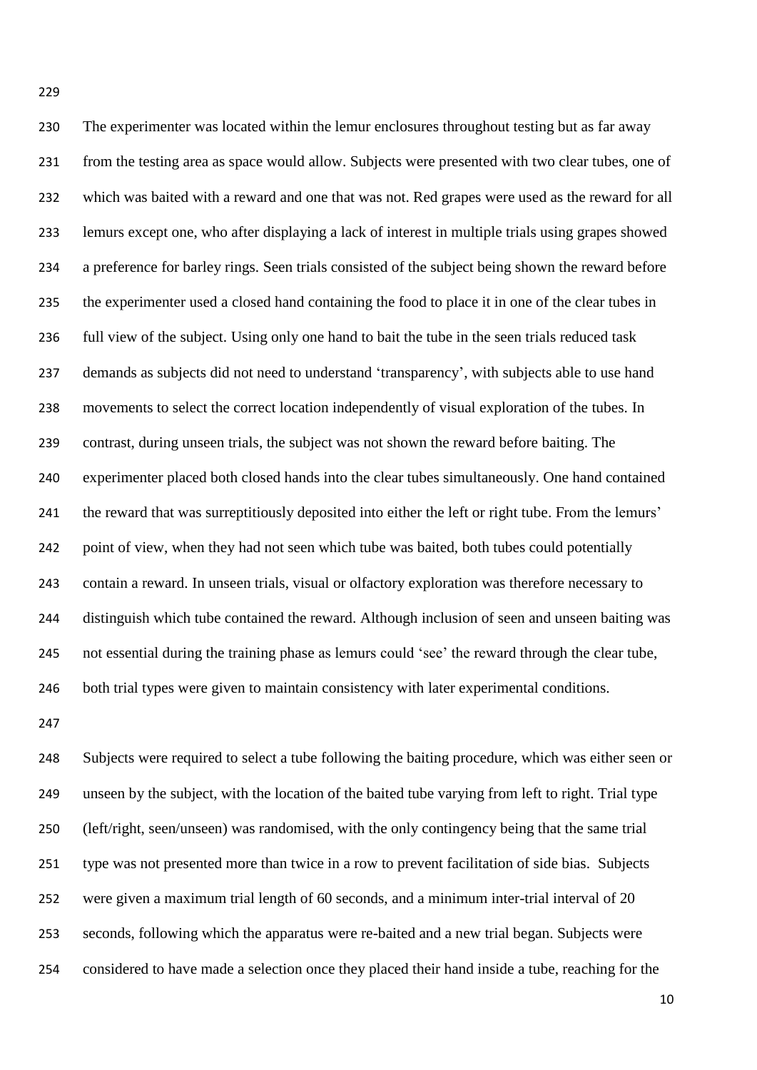The experimenter was located within the lemur enclosures throughout testing but as far away from the testing area as space would allow. Subjects were presented with two clear tubes, one of which was baited with a reward and one that was not. Red grapes were used as the reward for all lemurs except one, who after displaying a lack of interest in multiple trials using grapes showed a preference for barley rings. Seen trials consisted of the subject being shown the reward before the experimenter used a closed hand containing the food to place it in one of the clear tubes in full view of the subject. Using only one hand to bait the tube in the seen trials reduced task demands as subjects did not need to understand 'transparency', with subjects able to use hand movements to select the correct location independently of visual exploration of the tubes. In contrast, during unseen trials, the subject was not shown the reward before baiting. The experimenter placed both closed hands into the clear tubes simultaneously. One hand contained the reward that was surreptitiously deposited into either the left or right tube. From the lemurs' point of view, when they had not seen which tube was baited, both tubes could potentially contain a reward. In unseen trials, visual or olfactory exploration was therefore necessary to distinguish which tube contained the reward. Although inclusion of seen and unseen baiting was not essential during the training phase as lemurs could 'see' the reward through the clear tube, both trial types were given to maintain consistency with later experimental conditions.

Subjects were required to select a tube following the baiting procedure, which was either seen or unseen by the subject, with the location of the baited tube varying from left to right. Trial type (left/right, seen/unseen) was randomised, with the only contingency being that the same trial type was not presented more than twice in a row to prevent facilitation of side bias. Subjects were given a maximum trial length of 60 seconds, and a minimum inter-trial interval of 20 seconds, following which the apparatus were re-baited and a new trial began. Subjects were considered to have made a selection once they placed their hand inside a tube, reaching for the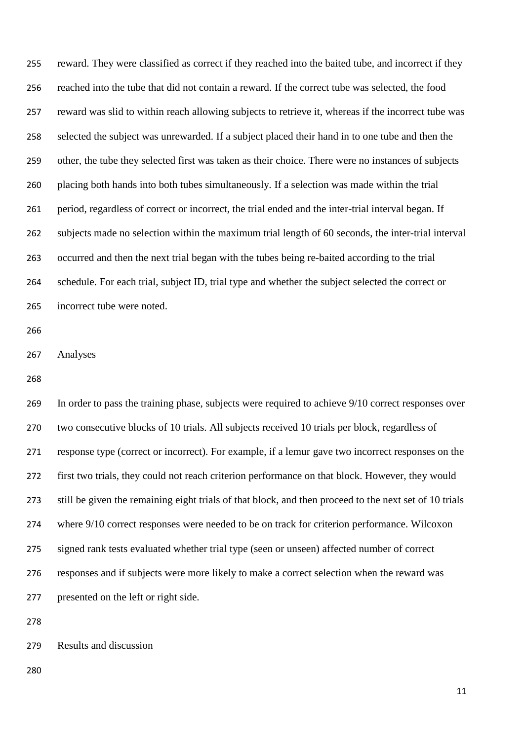reward. They were classified as correct if they reached into the baited tube, and incorrect if they reached into the tube that did not contain a reward. If the correct tube was selected, the food reward was slid to within reach allowing subjects to retrieve it, whereas if the incorrect tube was selected the subject was unrewarded. If a subject placed their hand in to one tube and then the other, the tube they selected first was taken as their choice. There were no instances of subjects placing both hands into both tubes simultaneously. If a selection was made within the trial period, regardless of correct or incorrect, the trial ended and the inter-trial interval began. If subjects made no selection within the maximum trial length of 60 seconds, the inter-trial interval occurred and then the next trial began with the tubes being re-baited according to the trial schedule. For each trial, subject ID, trial type and whether the subject selected the correct or incorrect tube were noted.

## Analyses

In order to pass the training phase, subjects were required to achieve 9/10 correct responses over two consecutive blocks of 10 trials. All subjects received 10 trials per block, regardless of response type (correct or incorrect). For example, if a lemur gave two incorrect responses on the first two trials, they could not reach criterion performance on that block. However, they would still be given the remaining eight trials of that block, and then proceed to the next set of 10 trials where 9/10 correct responses were needed to be on track for criterion performance. Wilcoxon signed rank tests evaluated whether trial type (seen or unseen) affected number of correct responses and if subjects were more likely to make a correct selection when the reward was presented on the left or right side.

## Results and discussion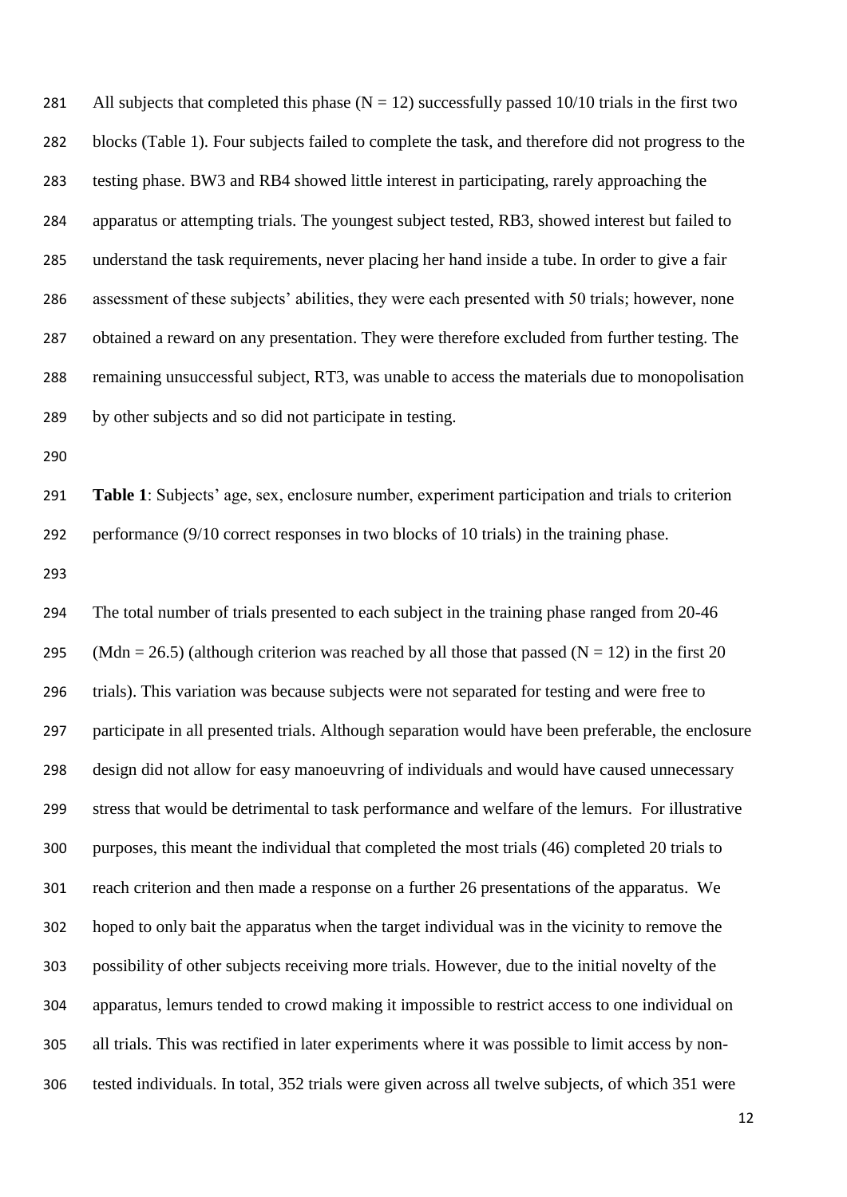All subjects that completed this phase (N = 12) successfully passed 10/10 trials in the first two blocks (Table 1). Four subjects failed to complete the task, and therefore did not progress to the testing phase. BW3 and RB4 showed little interest in participating, rarely approaching the apparatus or attempting trials. The youngest subject tested, RB3, showed interest but failed to understand the task requirements, never placing her hand inside a tube. In order to give a fair assessment of these subjects' abilities, they were each presented with 50 trials; however, none obtained a reward on any presentation. They were therefore excluded from further testing. The remaining unsuccessful subject, RT3, was unable to access the materials due to monopolisation by other subjects and so did not participate in testing.

**Table 1**: Subjects' age, sex, enclosure number, experiment participation and trials to criterion performance (9/10 correct responses in two blocks of 10 trials) in the training phase.

The total number of trials presented to each subject in the training phase ranged from 20-46 (Mdn = 26.5) (although criterion was reached by all those that passed (N = 12) in the first 20 trials). This variation was because subjects were not separated for testing and were free to participate in all presented trials. Although separation would have been preferable, the enclosure design did not allow for easy manoeuvring of individuals and would have caused unnecessary stress that would be detrimental to task performance and welfare of the lemurs. For illustrative purposes, this meant the individual that completed the most trials (46) completed 20 trials to reach criterion and then made a response on a further 26 presentations of the apparatus. We hoped to only bait the apparatus when the target individual was in the vicinity to remove the possibility of other subjects receiving more trials. However, due to the initial novelty of the apparatus, lemurs tended to crowd making it impossible to restrict access to one individual on all trials. This was rectified in later experiments where it was possible to limit access by non-tested individuals. In total, 352 trials were given across all twelve subjects, of which 351 were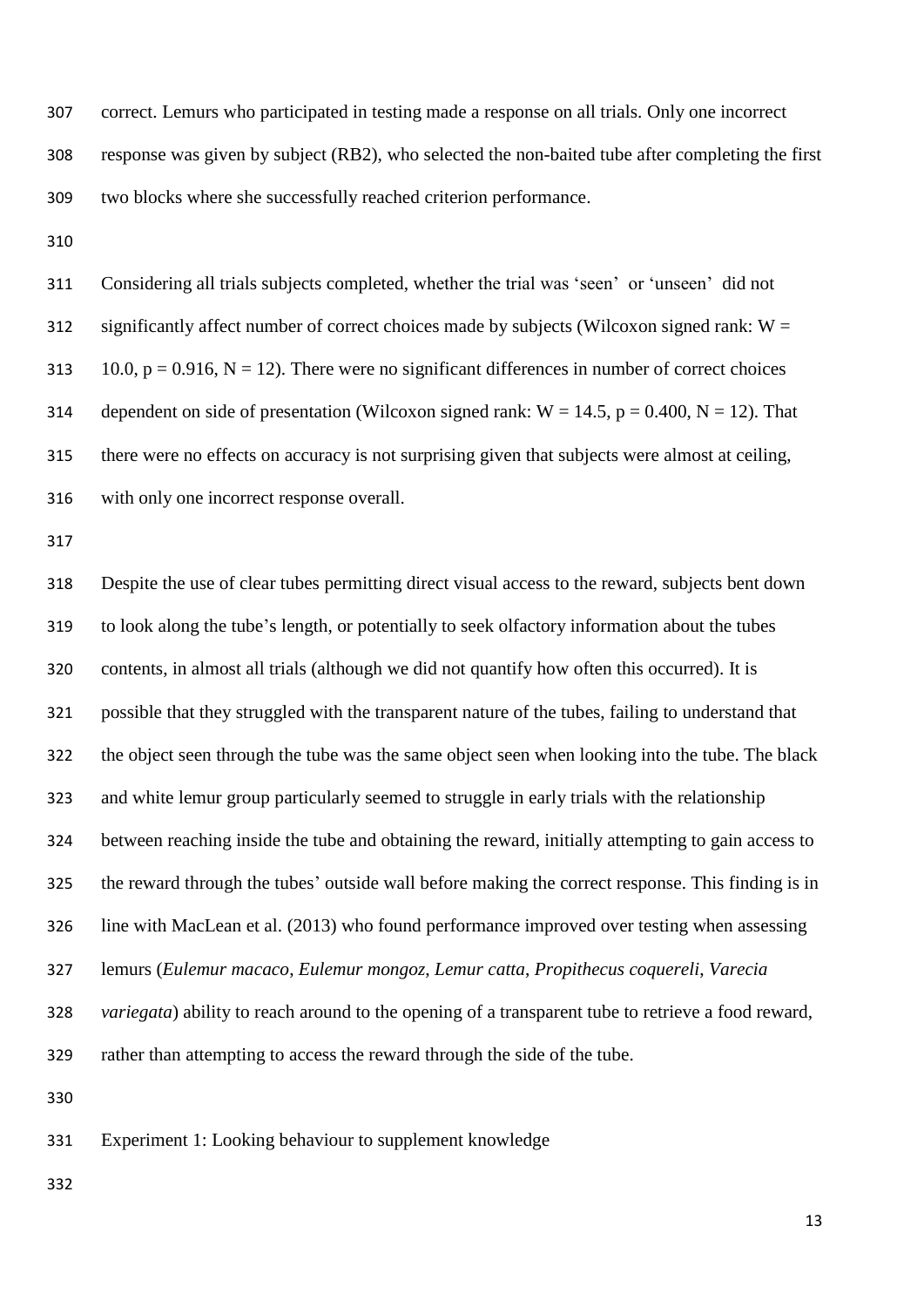correct. Lemurs who participated in testing made a response on all trials. Only one incorrect response was given by subject (RB2), who selected the non-baited tube after completing the first two blocks where she successfully reached criterion performance.

Considering all trials subjects completed, whether the trial was 'seen' or 'unseen' did not significantly affect number of correct choices made by subjects (Wilcoxon signed rank: $W = 10.0$, $p = 0.916$, $N = 12$). There were no significant differences in number of correct choices dependent on side of presentation (Wilcoxon signed rank: $W = 14.5$, $p = 0.400$, $N = 12$). That there were no effects on accuracy is not surprising given that subjects were almost at ceiling, with only one incorrect response overall.

Despite the use of clear tubes permitting direct visual access to the reward, subjects bent down to look along the tube's length, or potentially to seek olfactory information about the tubes contents, in almost all trials (although we did not quantify how often this occurred). It is possible that they struggled with the transparent nature of the tubes, failing to understand that the object seen through the tube was the same object seen when looking into the tube. The black and white lemur group particularly seemed to struggle in early trials with the relationship between reaching inside the tube and obtaining the reward, initially attempting to gain access to the reward through the tubes' outside wall before making the correct response. This finding is in line with MacLean et al. (2013) who found performance improved over testing when assessing lemurs (*Eulemur macaco*, *Eulemur mongoz*, *Lemur catta*, *Propithecus coquereli*, *Varecia variegata*) ability to reach around to the opening of a transparent tube to retrieve a food reward, rather than attempting to access the reward through the side of the tube.

Experiment 1: Looking behaviour to supplement knowledge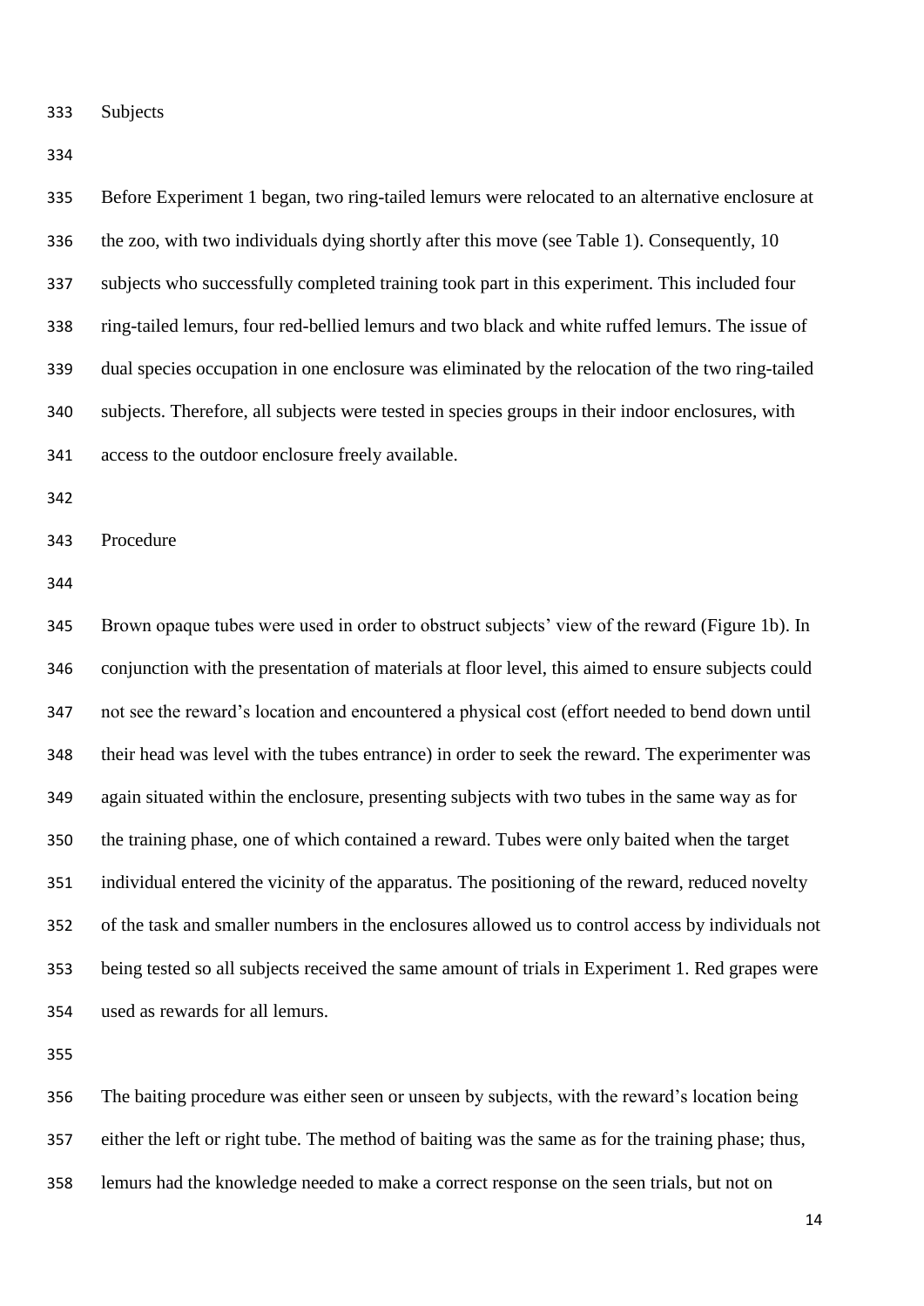## Subjects

Before Experiment 1 began, two ring-tailed lemurs were relocated to an alternative enclosure at the zoo, with two individuals dying shortly after this move (see Table 1). Consequently, 10 subjects who successfully completed training took part in this experiment. This included four ring-tailed lemurs, four red-bellied lemurs and two black and white ruffed lemurs. The issue of dual species occupation in one enclosure was eliminated by the relocation of the two ring-tailed subjects. Therefore, all subjects were tested in species groups in their indoor enclosures, with access to the outdoor enclosure freely available.

## Procedure

Brown opaque tubes were used in order to obstruct subjects' view of the reward (Figure 1b). In conjunction with the presentation of materials at floor level, this aimed to ensure subjects could not see the reward's location and encountered a physical cost (effort needed to bend down until their head was level with the tubes entrance) in order to seek the reward. The experimenter was again situated within the enclosure, presenting subjects with two tubes in the same way as for the training phase, one of which contained a reward. Tubes were only baited when the target individual entered the vicinity of the apparatus. The positioning of the reward, reduced novelty of the task and smaller numbers in the enclosures allowed us to control access by individuals not being tested so all subjects received the same amount of trials in Experiment 1. Red grapes were used as rewards for all lemurs.

The baiting procedure was either seen or unseen by subjects, with the reward's location being either the left or right tube. The method of baiting was the same as for the training phase; thus, lemurs had the knowledge needed to make a correct response on the seen trials, but not on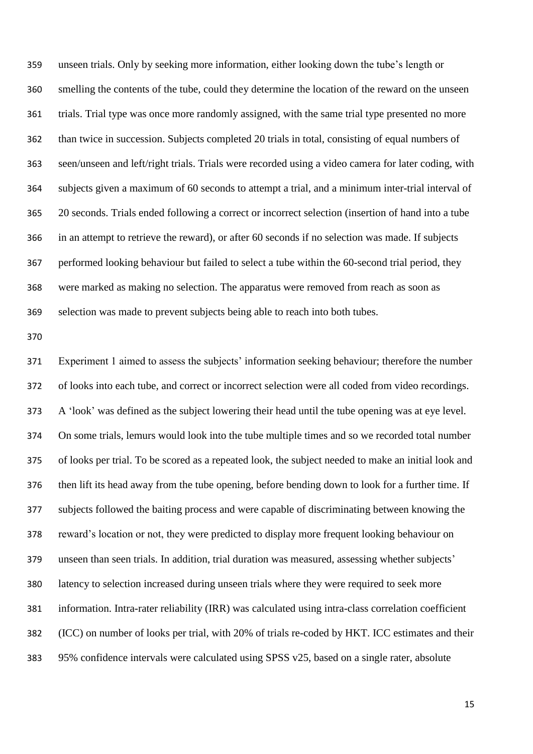unseen trials. Only by seeking more information, either looking down the tube's length or smelling the contents of the tube, could they determine the location of the reward on the unseen trials. Trial type was once more randomly assigned, with the same trial type presented no more than twice in succession. Subjects completed 20 trials in total, consisting of equal numbers of seen/unseen and left/right trials. Trials were recorded using a video camera for later coding, with subjects given a maximum of 60 seconds to attempt a trial, and a minimum inter-trial interval of 20 seconds. Trials ended following a correct or incorrect selection (insertion of hand into a tube in an attempt to retrieve the reward), or after 60 seconds if no selection was made. If subjects performed looking behaviour but failed to select a tube within the 60-second trial period, they were marked as making no selection. The apparatus were removed from reach as soon as selection was made to prevent subjects being able to reach into both tubes.

Experiment 1 aimed to assess the subjects' information seeking behaviour; therefore the number of looks into each tube, and correct or incorrect selection were all coded from video recordings. A 'look' was defined as the subject lowering their head until the tube opening was at eye level. On some trials, lemurs would look into the tube multiple times and so we recorded total number of looks per trial. To be scored as a repeated look, the subject needed to make an initial look and then lift its head away from the tube opening, before bending down to look for a further time. If subjects followed the baiting process and were capable of discriminating between knowing the reward's location or not, they were predicted to display more frequent looking behaviour on unseen than seen trials. In addition, trial duration was measured, assessing whether subjects' latency to selection increased during unseen trials where they were required to seek more information. Intra-rater reliability (IRR) was calculated using intra-class correlation coefficient (ICC) on number of looks per trial, with 20% of trials re-coded by HKT. ICC estimates and their 95% confidence intervals were calculated using SPSS v25, based on a single rater, absolute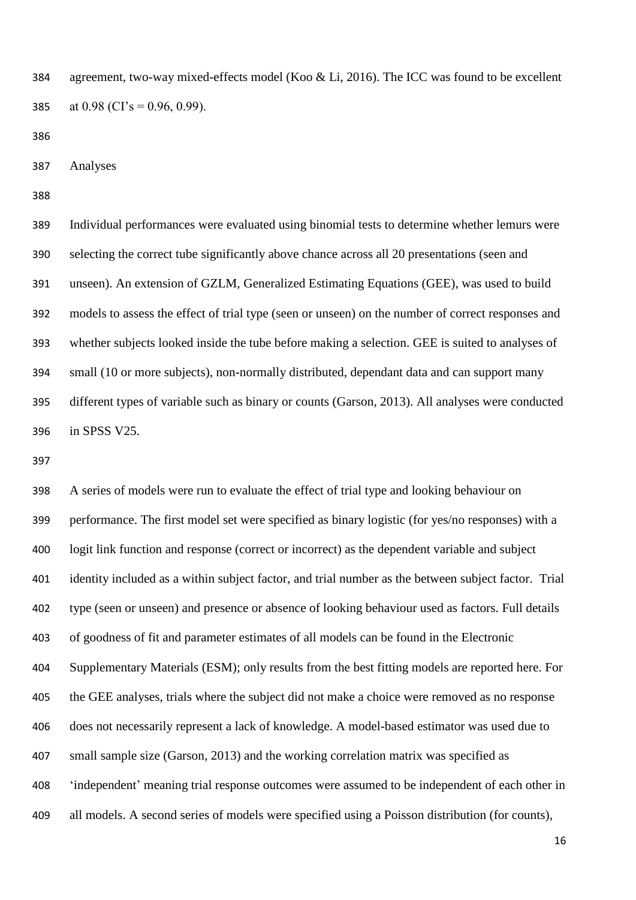agreement, two-way mixed-effects model (Koo & Li, 2016). The ICC was found to be excellent at 0.98 (CI's = 0.96, 0.99).

## Analyses

Individual performances were evaluated using binomial tests to determine whether lemurs were selecting the correct tube significantly above chance across all 20 presentations (seen and unseen). An extension of GZLM, Generalized Estimating Equations (GEE), was used to build models to assess the effect of trial type (seen or unseen) on the number of correct responses and whether subjects looked inside the tube before making a selection. GEE is suited to analyses of small (10 or more subjects), non-normally distributed, dependant data and can support many different types of variable such as binary or counts (Garson, 2013). All analyses were conducted in SPSS V25.

A series of models were run to evaluate the effect of trial type and looking behaviour on performance. The first model set were specified as binary logistic (for yes/no responses) with a logit link function and response (correct or incorrect) as the dependent variable and subject identity included as a within subject factor, and trial number as the between subject factor. Trial type (seen or unseen) and presence or absence of looking behaviour used as factors. Full details of goodness of fit and parameter estimates of all models can be found in the Electronic Supplementary Materials (ESM); only results from the best fitting models are reported here. For the GEE analyses, trials where the subject did not make a choice were removed as no response does not necessarily represent a lack of knowledge. A model-based estimator was used due to small sample size (Garson, 2013) and the working correlation matrix was specified as 'independent' meaning trial response outcomes were assumed to be independent of each other in all models. A second series of models were specified using a Poisson distribution (for counts),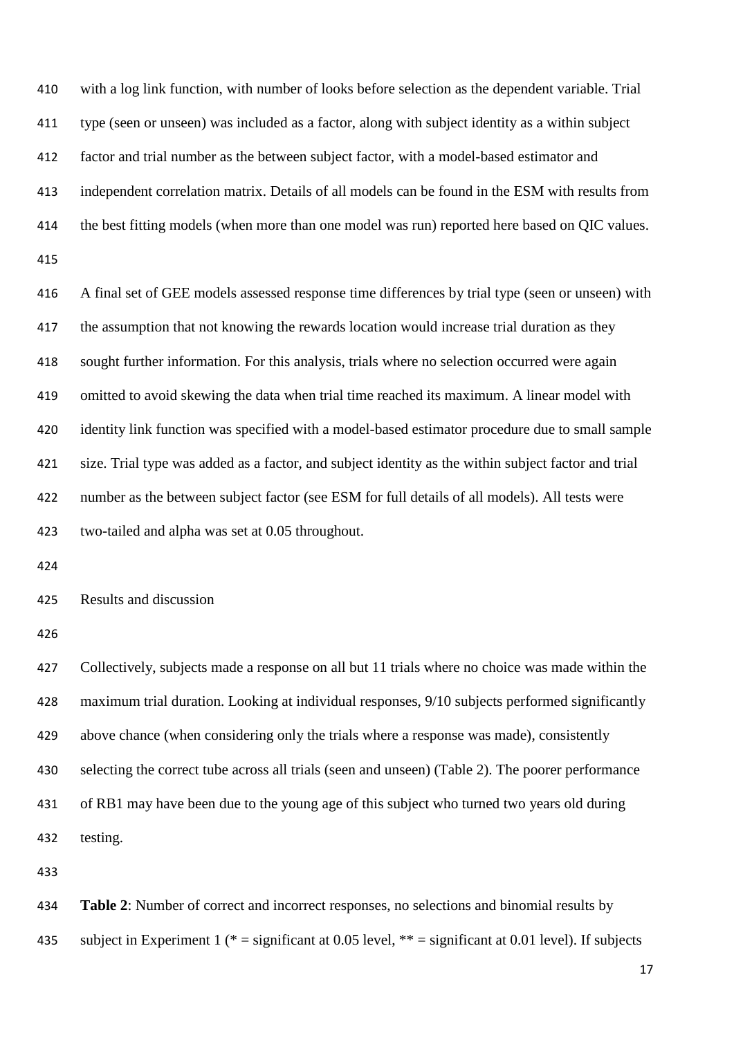with a log link function, with number of looks before selection as the dependent variable. Trial type (seen or unseen) was included as a factor, along with subject identity as a within subject factor and trial number as the between subject factor, with a model-based estimator and independent correlation matrix. Details of all models can be found in the ESM with results from the best fitting models (when more than one model was run) reported here based on QIC values.

A final set of GEE models assessed response time differences by trial type (seen or unseen) with the assumption that not knowing the rewards location would increase trial duration as they sought further information. For this analysis, trials where no selection occurred were again omitted to avoid skewing the data when trial time reached its maximum. A linear model with identity link function was specified with a model-based estimator procedure due to small sample size. Trial type was added as a factor, and subject identity as the within subject factor and trial number as the between subject factor (see ESM for full details of all models). All tests were two-tailed and alpha was set at 0.05 throughout.

## Results and discussion

Collectively, subjects made a response on all but 11 trials where no choice was made within the maximum trial duration. Looking at individual responses, 9/10 subjects performed significantly above chance (when considering only the trials where a response was made), consistently selecting the correct tube across all trials (seen and unseen) (Table 2). The poorer performance of RB1 may have been due to the young age of this subject who turned two years old during testing.

**Table 2**: Number of correct and incorrect responses, no selections and binomial results by subject in Experiment 1 (* = significant at 0.05 level, ** = significant at 0.01 level). If subjects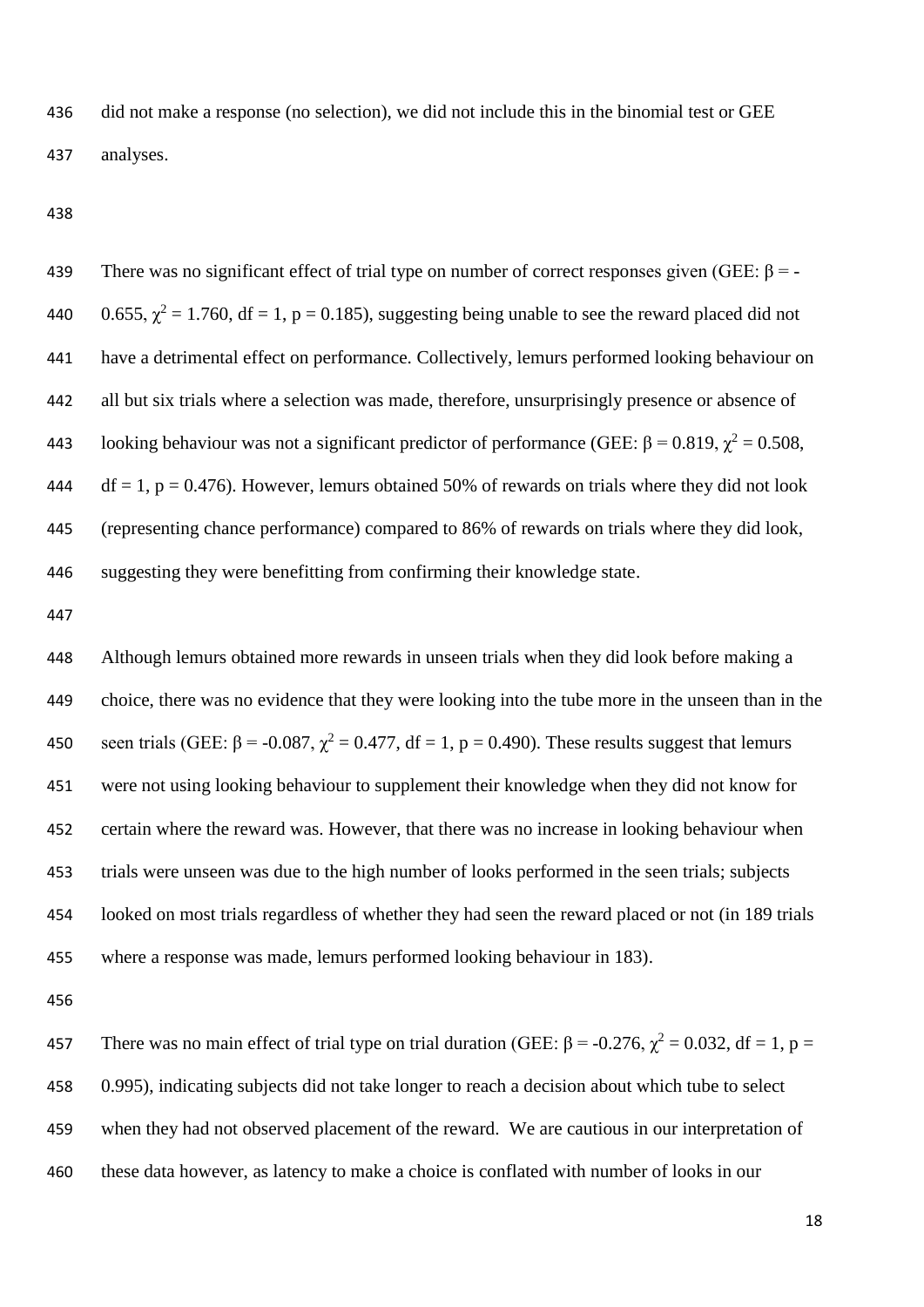did not make a response (no selection), we did not include this in the binomial test or GEE analyses.

There was no significant effect of trial type on number of correct responses given (GEE: $\beta = -0.655$, $\chi^2 = 1.760$, df = 1, p = 0.185), suggesting being unable to see the reward placed did not have a detrimental effect on performance. Collectively, lemurs performed looking behaviour on all but six trials where a selection was made, therefore, unsurprisingly presence or absence of looking behaviour was not a significant predictor of performance (GEE: $\beta = 0.819$, $\chi^2 = 0.508$, df = 1, p = 0.476). However, lemurs obtained 50% of rewards on trials where they did not look (representing chance performance) compared to 86% of rewards on trials where they did look, suggesting they were benefitting from confirming their knowledge state.

Although lemurs obtained more rewards in unseen trials when they did look before making a choice, there was no evidence that they were looking into the tube more in the unseen than in the seen trials (GEE: $\beta = -0.087$, $\chi^2 = 0.477$, df = 1, p = 0.490). These results suggest that lemurs were not using looking behaviour to supplement their knowledge when they did not know for certain where the reward was. However, that there was no increase in looking behaviour when trials were unseen was due to the high number of looks performed in the seen trials; subjects looked on most trials regardless of whether they had seen the reward placed or not (in 189 trials where a response was made, lemurs performed looking behaviour in 183).

There was no main effect of trial type on trial duration (GEE: $\beta = -0.276$, $\chi^2 = 0.032$, df = 1, p = 0.995), indicating subjects did not take longer to reach a decision about which tube to select when they had not observed placement of the reward. We are cautious in our interpretation of these data however, as latency to make a choice is conflated with number of looks in our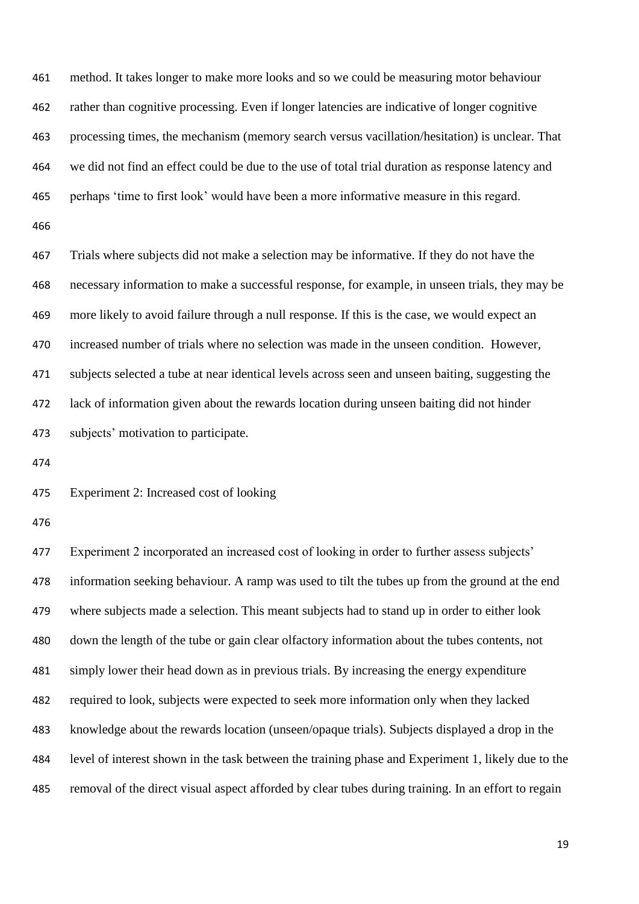method. It takes longer to make more looks and so we could be measuring motor behaviour rather than cognitive processing. Even if longer latencies are indicative of longer cognitive processing times, the mechanism (memory search versus vacillation/hesitation) is unclear. That we did not find an effect could be due to the use of total trial duration as response latency and perhaps 'time to first look' would have been a more informative measure in this regard.

Trials where subjects did not make a selection may be informative. If they do not have the necessary information to make a successful response, for example, in unseen trials, they may be more likely to avoid failure through a null response. If this is the case, we would expect an increased number of trials where no selection was made in the unseen condition. However, subjects selected a tube at near identical levels across seen and unseen baiting, suggesting the lack of information given about the rewards location during unseen baiting did not hinder subjects' motivation to participate.

## Experiment 2: Increased cost of looking

Experiment 2 incorporated an increased cost of looking in order to further assess subjects' information seeking behaviour. A ramp was used to tilt the tubes up from the ground at the end where subjects made a selection. This meant subjects had to stand up in order to either look down the length of the tube or gain clear olfactory information about the tubes contents, not simply lower their head down as in previous trials. By increasing the energy expenditure required to look, subjects were expected to seek more information only when they lacked knowledge about the rewards location (unseen/opaque trials). Subjects displayed a drop in the level of interest shown in the task between the training phase and Experiment 1, likely due to the removal of the direct visual aspect afforded by clear tubes during training. In an effort to regain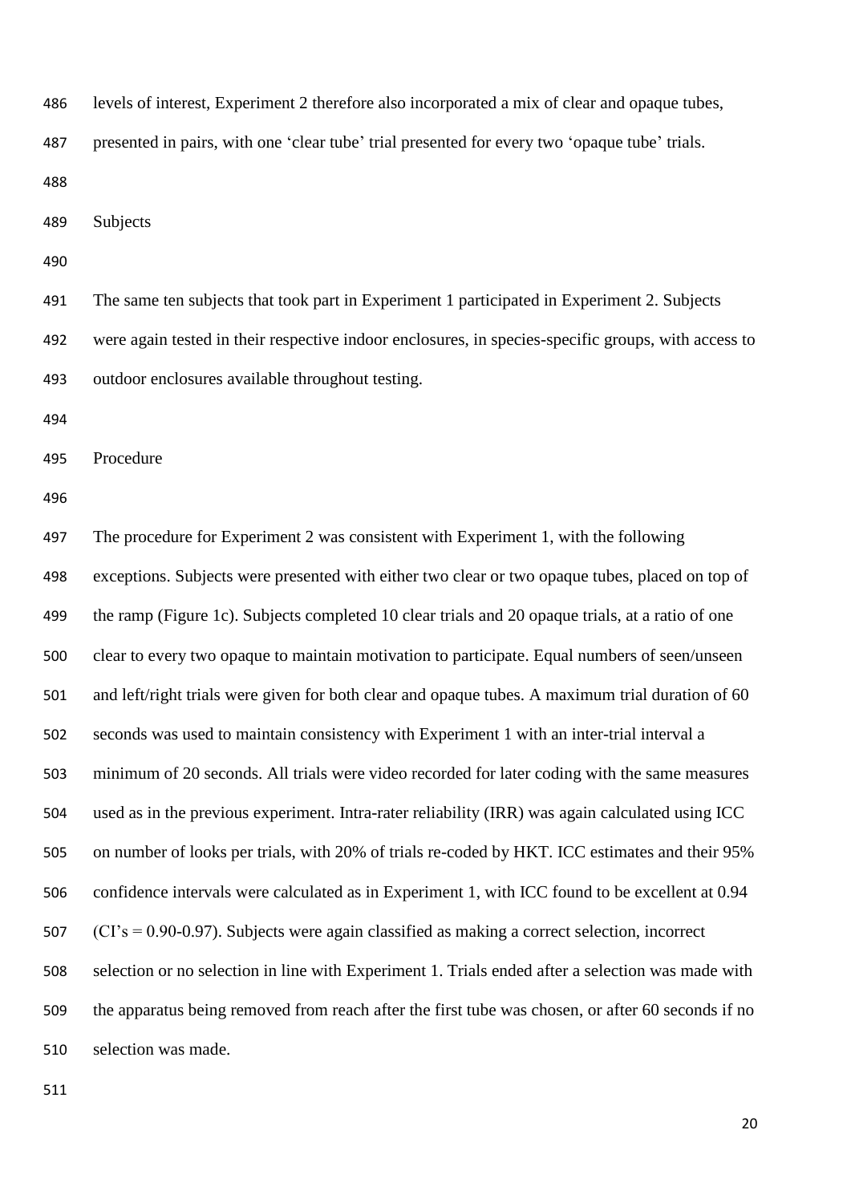levels of interest, Experiment 2 therefore also incorporated a mix of clear and opaque tubes, presented in pairs, with one 'clear tube' trial presented for every two 'opaque tube' trials.

### Subjects

The same ten subjects that took part in Experiment 1 participated in Experiment 2. Subjects were again tested in their respective indoor enclosures, in species-specific groups, with access to outdoor enclosures available throughout testing.

### Procedure

The procedure for Experiment 2 was consistent with Experiment 1, with the following exceptions. Subjects were presented with either two clear or two opaque tubes, placed on top of the ramp (Figure 1c). Subjects completed 10 clear trials and 20 opaque trials, at a ratio of one clear to every two opaque to maintain motivation to participate. Equal numbers of seen/unseen and left/right trials were given for both clear and opaque tubes. A maximum trial duration of 60 seconds was used to maintain consistency with Experiment 1 with an inter-trial interval a minimum of 20 seconds. All trials were video recorded for later coding with the same measures used as in the previous experiment. Intra-rater reliability (IRR) was again calculated using ICC on number of looks per trials, with 20% of trials re-coded by HKT. ICC estimates and their 95% confidence intervals were calculated as in Experiment 1, with ICC found to be excellent at 0.94 (CI's = 0.90-0.97). Subjects were again classified as making a correct selection, incorrect selection or no selection in line with Experiment 1. Trials ended after a selection was made with the apparatus being removed from reach after the first tube was chosen, or after 60 seconds if no selection was made.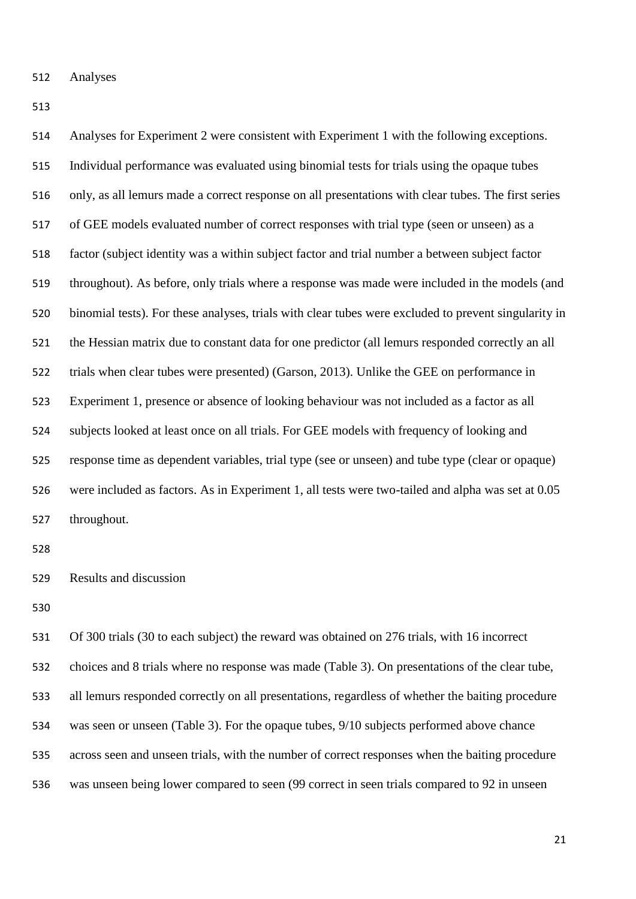## Analyses

Analyses for Experiment 2 were consistent with Experiment 1 with the following exceptions. Individual performance was evaluated using binomial tests for trials using the opaque tubes only, as all lemurs made a correct response on all presentations with clear tubes. The first series of GEE models evaluated number of correct responses with trial type (seen or unseen) as a factor (subject identity was a within subject factor and trial number a between subject factor throughout). As before, only trials where a response was made were included in the models (and binomial tests). For these analyses, trials with clear tubes were excluded to prevent singularity in the Hessian matrix due to constant data for one predictor (all lemurs responded correctly an all trials when clear tubes were presented) (Garson, 2013). Unlike the GEE on performance in Experiment 1, presence or absence of looking behaviour was not included as a factor as all subjects looked at least once on all trials. For GEE models with frequency of looking and response time as dependent variables, trial type (see or unseen) and tube type (clear or opaque) were included as factors. As in Experiment 1, all tests were two-tailed and alpha was set at 0.05 throughout.

## Results and discussion

Of 300 trials (30 to each subject) the reward was obtained on 276 trials, with 16 incorrect choices and 8 trials where no response was made (Table 3). On presentations of the clear tube, all lemurs responded correctly on all presentations, regardless of whether the baiting procedure was seen or unseen (Table 3). For the opaque tubes, 9/10 subjects performed above chance across seen and unseen trials, with the number of correct responses when the baiting procedure was unseen being lower compared to seen (99 correct in seen trials compared to 92 in unseen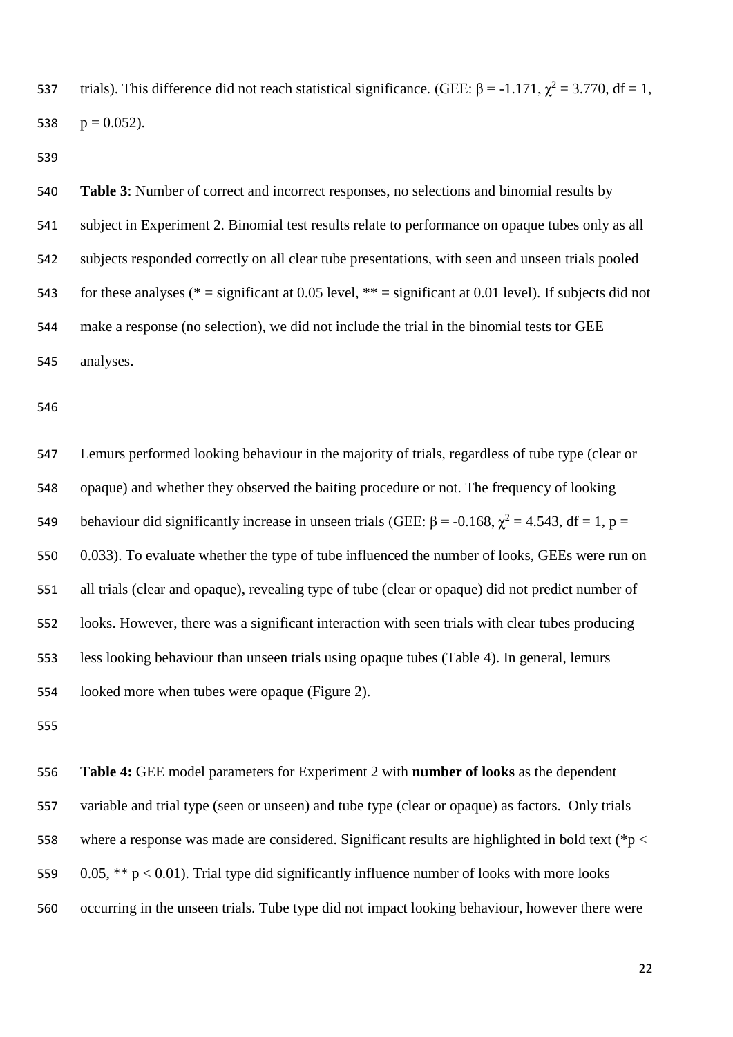trials). This difference did not reach statistical significance. (GEE: $\beta = -1.171$, $\chi^2 = 3.770$, df = 1, $p = 0.052$).

**Table 3**: Number of correct and incorrect responses, no selections and binomial results by subject in Experiment 2. Binomial test results relate to performance on opaque tubes only as all subjects responded correctly on all clear tube presentations, with seen and unseen trials pooled for these analyses (* = significant at 0.05 level, ** = significant at 0.01 level). If subjects did not make a response (no selection), we did not include the trial in the binomial tests tor GEE analyses.

Lemurs performed looking behaviour in the majority of trials, regardless of tube type (clear or opaque) and whether they observed the baiting procedure or not. The frequency of looking behaviour did significantly increase in unseen trials (GEE: $\beta = -0.168$, $\chi^2 = 4.543$, df = 1, $p = 0.033$). To evaluate whether the type of tube influenced the number of looks, GEEs were run on all trials (clear and opaque), revealing type of tube (clear or opaque) did not predict number of looks. However, there was a significant interaction with seen trials with clear tubes producing less looking behaviour than unseen trials using opaque tubes (Table 4). In general, lemurs looked more when tubes were opaque (Figure 2).

**Table 4:** GEE model parameters for Experiment 2 with **number of looks** as the dependent variable and trial type (seen or unseen) and tube type (clear or opaque) as factors. Only trials where a response was made are considered. Significant results are highlighted in bold text (*$p < 0.05$, ** $p < 0.01$). Trial type did significantly influence number of looks with more looks occurring in the unseen trials. Tube type did not impact looking behaviour, however there were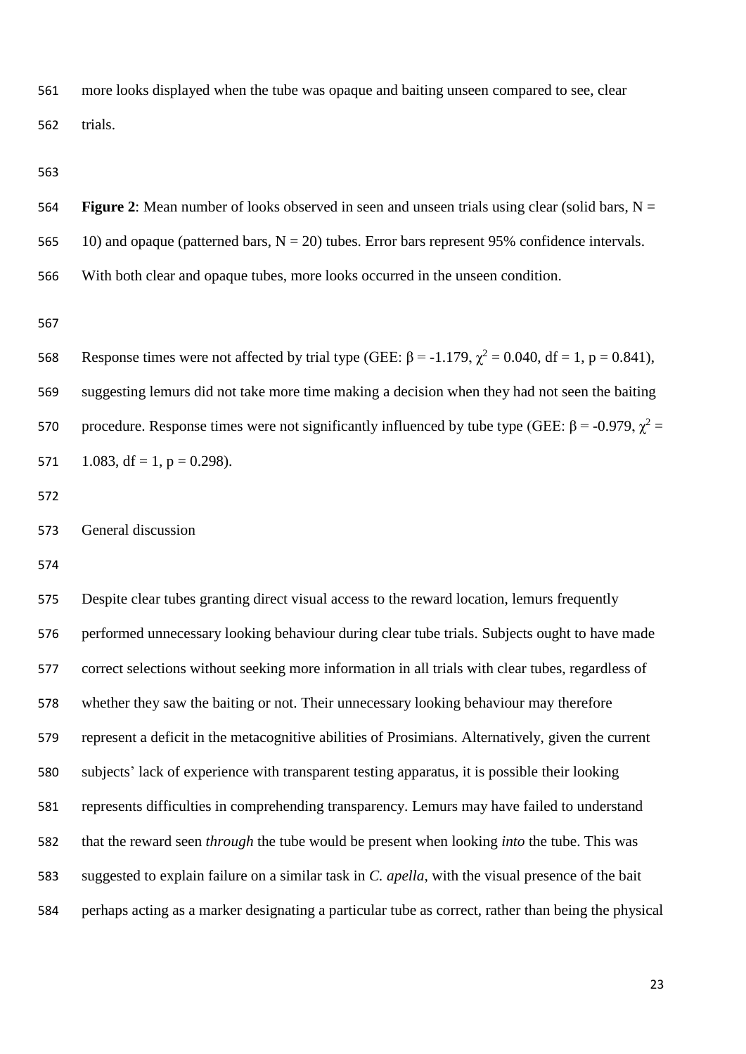more looks displayed when the tube was opaque and baiting unseen compared to see, clear trials.

**Figure 2**: Mean number of looks observed in seen and unseen trials using clear (solid bars, N = 10) and opaque (patterned bars, N = 20) tubes. Error bars represent 95% confidence intervals. With both clear and opaque tubes, more looks occurred in the unseen condition.

Response times were not affected by trial type (GEE: $\beta = -1.179$, $\chi^2 = 0.040$, df = 1, p = 0.841), suggesting lemurs did not take more time making a decision when they had not seen the baiting procedure. Response times were not significantly influenced by tube type (GEE: $\beta = -0.979$, $\chi^2 = 1.083$, df = 1, p = 0.298).

## General discussion

Despite clear tubes granting direct visual access to the reward location, lemurs frequently performed unnecessary looking behaviour during clear tube trials. Subjects ought to have made correct selections without seeking more information in all trials with clear tubes, regardless of whether they saw the baiting or not. Their unnecessary looking behaviour may therefore represent a deficit in the metacognitive abilities of Prosimians. Alternatively, given the current subjects' lack of experience with transparent testing apparatus, it is possible their looking represents difficulties in comprehending transparency. Lemurs may have failed to understand that the reward seen *through* the tube would be present when looking *into* the tube. This was suggested to explain failure on a similar task in *C. apella*, with the visual presence of the bait perhaps acting as a marker designating a particular tube as correct, rather than being the physical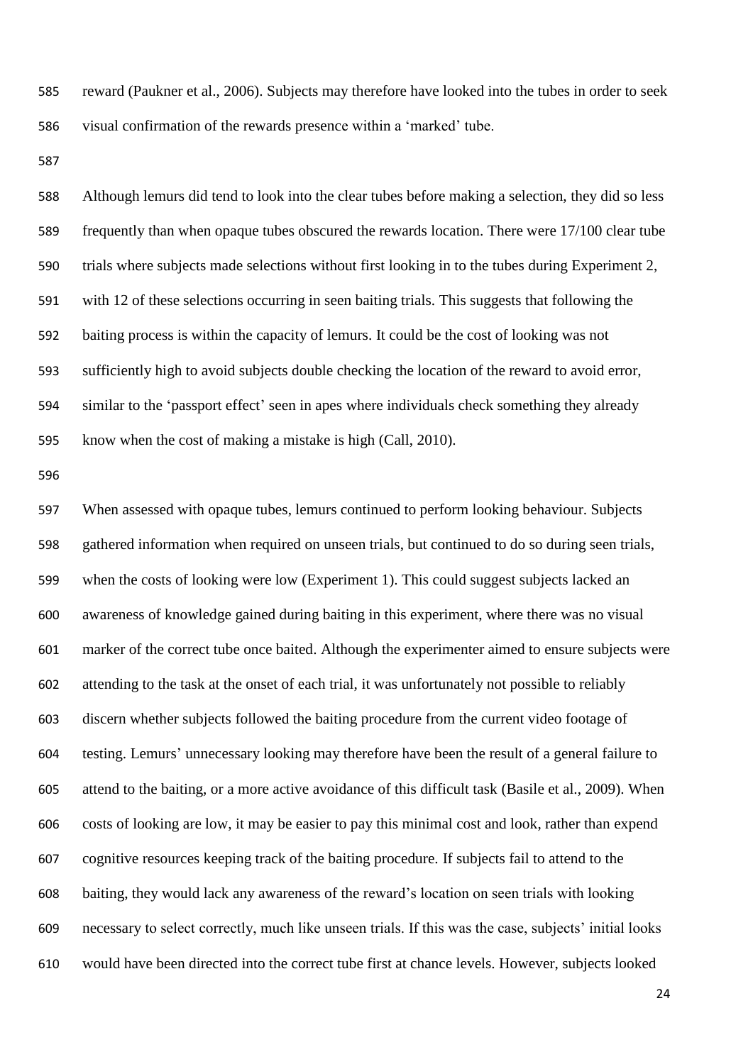reward (Paukner et al., 2006). Subjects may therefore have looked into the tubes in order to seek visual confirmation of the rewards presence within a 'marked' tube.

Although lemurs did tend to look into the clear tubes before making a selection, they did so less frequently than when opaque tubes obscured the rewards location. There were 17/100 clear tube trials where subjects made selections without first looking in to the tubes during Experiment 2, with 12 of these selections occurring in seen baiting trials. This suggests that following the baiting process is within the capacity of lemurs. It could be the cost of looking was not sufficiently high to avoid subjects double checking the location of the reward to avoid error, similar to the 'passport effect' seen in apes where individuals check something they already know when the cost of making a mistake is high (Call, 2010).

When assessed with opaque tubes, lemurs continued to perform looking behaviour. Subjects gathered information when required on unseen trials, but continued to do so during seen trials, when the costs of looking were low (Experiment 1). This could suggest subjects lacked an awareness of knowledge gained during baiting in this experiment, where there was no visual marker of the correct tube once baited. Although the experimenter aimed to ensure subjects were attending to the task at the onset of each trial, it was unfortunately not possible to reliably discern whether subjects followed the baiting procedure from the current video footage of testing. Lemurs' unnecessary looking may therefore have been the result of a general failure to attend to the baiting, or a more active avoidance of this difficult task (Basile et al., 2009). When costs of looking are low, it may be easier to pay this minimal cost and look, rather than expend cognitive resources keeping track of the baiting procedure. If subjects fail to attend to the baiting, they would lack any awareness of the reward's location on seen trials with looking necessary to select correctly, much like unseen trials. If this was the case, subjects' initial looks would have been directed into the correct tube first at chance levels. However, subjects looked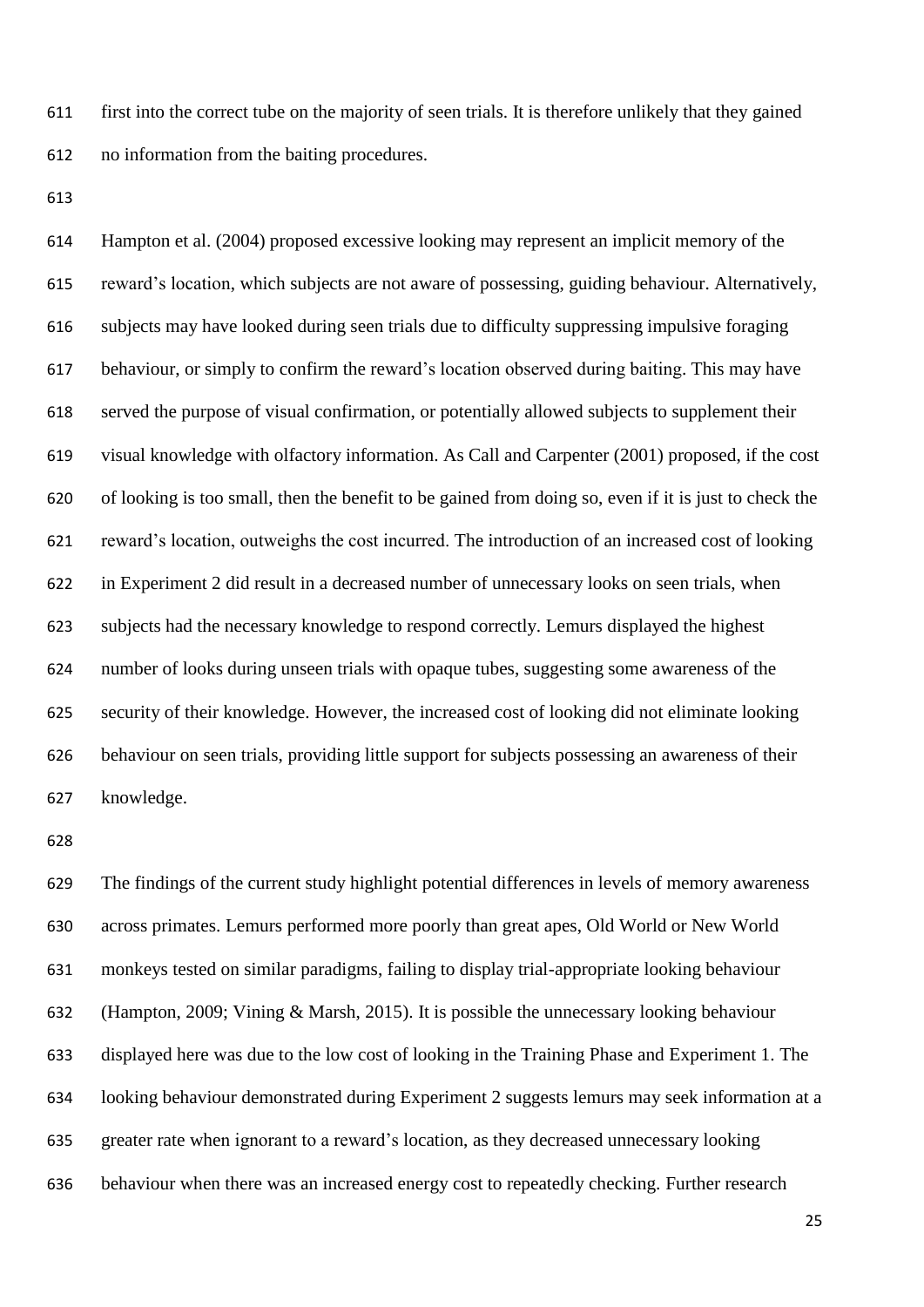first into the correct tube on the majority of seen trials. It is therefore unlikely that they gained no information from the baiting procedures.

Hampton et al. (2004) proposed excessive looking may represent an implicit memory of the reward's location, which subjects are not aware of possessing, guiding behaviour. Alternatively, subjects may have looked during seen trials due to difficulty suppressing impulsive foraging behaviour, or simply to confirm the reward's location observed during baiting. This may have served the purpose of visual confirmation, or potentially allowed subjects to supplement their visual knowledge with olfactory information. As Call and Carpenter (2001) proposed, if the cost of looking is too small, then the benefit to be gained from doing so, even if it is just to check the reward's location, outweighs the cost incurred. The introduction of an increased cost of looking in Experiment 2 did result in a decreased number of unnecessary looks on seen trials, when subjects had the necessary knowledge to respond correctly. Lemurs displayed the highest number of looks during unseen trials with opaque tubes, suggesting some awareness of the security of their knowledge. However, the increased cost of looking did not eliminate looking behaviour on seen trials, providing little support for subjects possessing an awareness of their knowledge.

The findings of the current study highlight potential differences in levels of memory awareness across primates. Lemurs performed more poorly than great apes, Old World or New World monkeys tested on similar paradigms, failing to display trial-appropriate looking behaviour (Hampton, 2009; Vining & Marsh, 2015). It is possible the unnecessary looking behaviour displayed here was due to the low cost of looking in the Training Phase and Experiment 1. The looking behaviour demonstrated during Experiment 2 suggests lemurs may seek information at a greater rate when ignorant to a reward's location, as they decreased unnecessary looking behaviour when there was an increased energy cost to repeatedly checking. Further research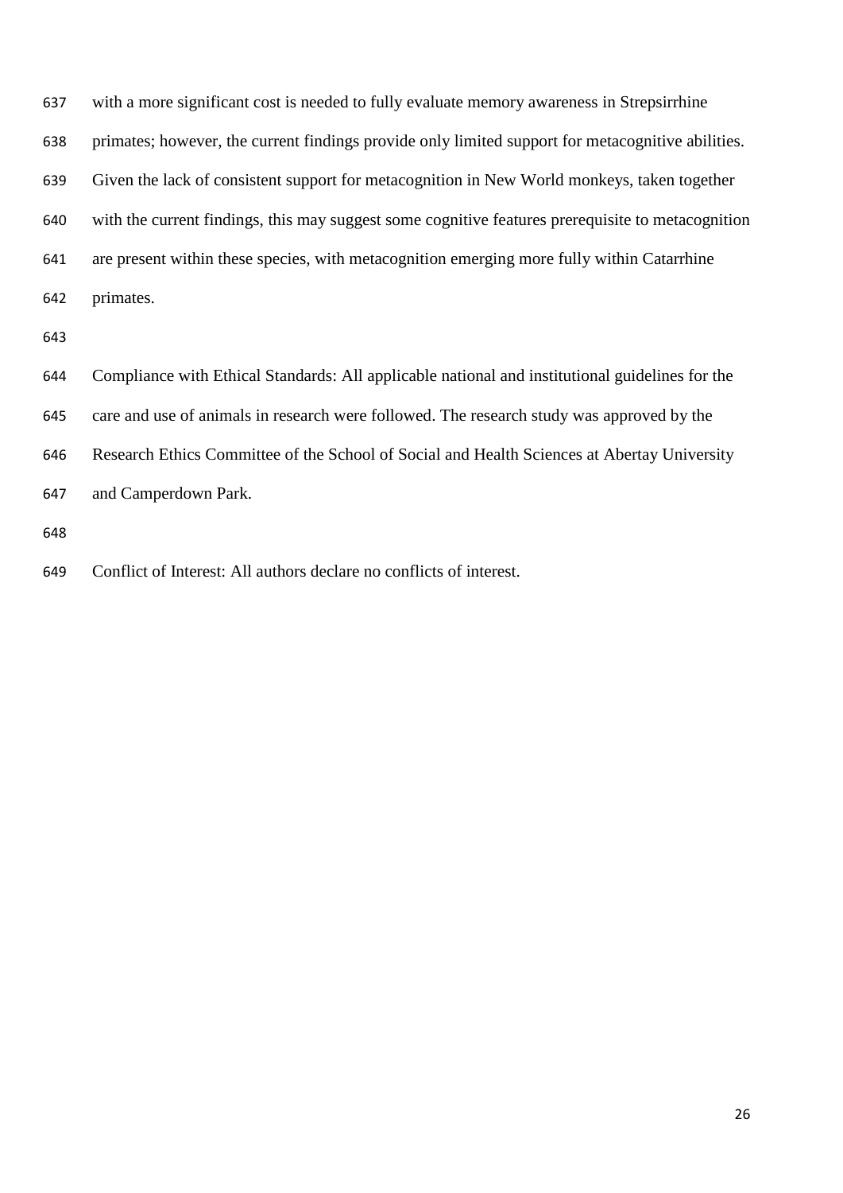with a more significant cost is needed to fully evaluate memory awareness in Strepsirrhine primates; however, the current findings provide only limited support for metacognitive abilities. Given the lack of consistent support for metacognition in New World monkeys, taken together with the current findings, this may suggest some cognitive features prerequisite to metacognition are present within these species, with metacognition emerging more fully within Catarrhine primates.

Compliance with Ethical Standards: All applicable national and institutional guidelines for the care and use of animals in research were followed. The research study was approved by the Research Ethics Committee of the School of Social and Health Sciences at Abertay University and Camperdown Park.

Conflict of Interest: All authors declare no conflicts of interest.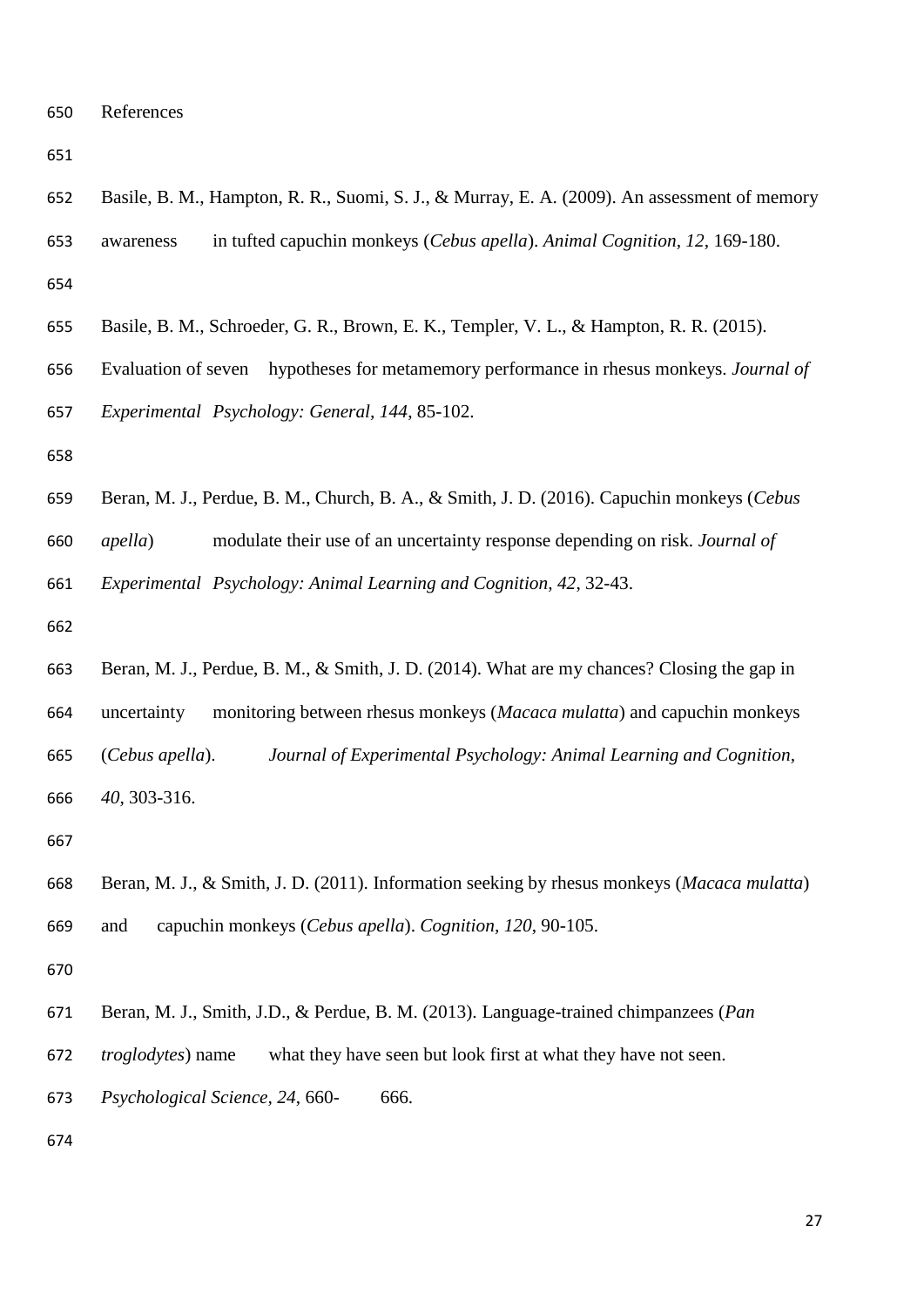References

Basile, B. M., Hampton, R. R., Suomi, S. J., & Murray, E. A. (2009). An assessment of memory awareness in tufted capuchin monkeys (*Cebus apella*). *Animal Cognition, 12*, 169-180.

Basile, B. M., Schroeder, G. R., Brown, E. K., Templer, V. L., & Hampton, R. R. (2015). Evaluation of seven hypotheses for metamemory performance in rhesus monkeys. *Journal of Experimental Psychology: General, 144*, 85-102.

Beran, M. J., Perdue, B. M., Church, B. A., & Smith, J. D. (2016). Capuchin monkeys (*Cebus apella*) modulate their use of an uncertainty response depending on risk. *Journal of Experimental Psychology: Animal Learning and Cognition, 42*, 32-43.

Beran, M. J., Perdue, B. M., & Smith, J. D. (2014). What are my chances? Closing the gap in uncertainty monitoring between rhesus monkeys (*Macaca mulatta*) and capuchin monkeys (*Cebus apella*). *Journal of Experimental Psychology: Animal Learning and Cognition, 40*, 303-316.

Beran, M. J., & Smith, J. D. (2011). Information seeking by rhesus monkeys (*Macaca mulatta*) and capuchin monkeys (*Cebus apella*). *Cognition, 120*, 90-105.

Beran, M. J., Smith, J.D., & Perdue, B. M. (2013). Language-trained chimpanzees (*Pan troglodytes*) name what they have seen but look first at what they have not seen. *Psychological Science, 24*, 660-666.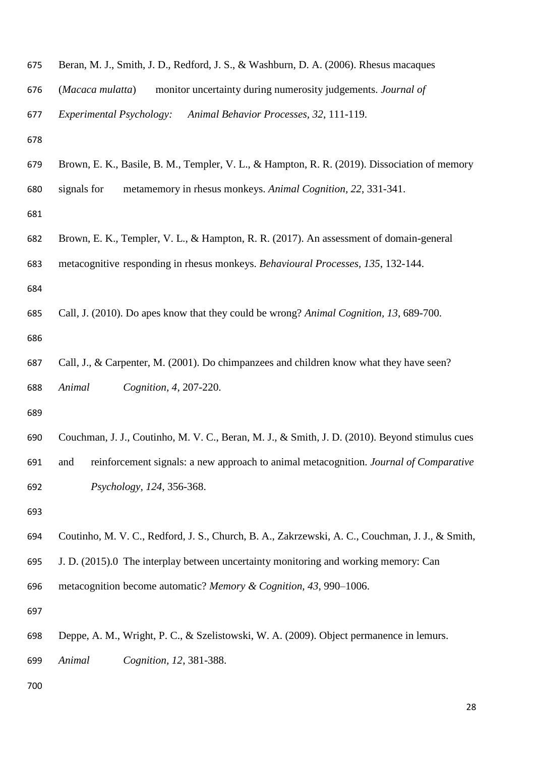Beran, M. J., Smith, J. D., Redford, J. S., & Washburn, D. A. (2006). Rhesus macaques (*Macaca mulatta*) monitor uncertainty during numerosity judgements. *Journal of Experimental Psychology: Animal Behavior Processes*, *32*, 111-119.

Brown, E. K., Basile, B. M., Templer, V. L., & Hampton, R. R. (2019). Dissociation of memory signals for metamemory in rhesus monkeys. *Animal Cognition*, *22*, 331-341.

Brown, E. K., Templer, V. L., & Hampton, R. R. (2017). An assessment of domain-general metacognitive responding in rhesus monkeys. *Behavioural Processes*, *135*, 132-144.

Call, J. (2010). Do apes know that they could be wrong? *Animal Cognition*, *13*, 689-700.

Call, J., & Carpenter, M. (2001). Do chimpanzees and children know what they have seen? *Animal Cognition*, *4*, 207-220.

Couchman, J. J., Coutinho, M. V. C., Beran, M. J., & Smith, J. D. (2010). Beyond stimulus cues and reinforcement signals: a new approach to animal metacognition. *Journal of Comparative Psychology*, *124*, 356-368.

Coutinho, M. V. C., Redford, J. S., Church, B. A., Zakrzewski, A. C., Couchman, J. J., & Smith, J. D. (2015).0 The interplay between uncertainty monitoring and working memory: Can metacognition become automatic? *Memory & Cognition*, *43*, 990–1006.

Deppe, A. M., Wright, P. C., & Szelistowski, W. A. (2009). Object permanence in lemurs. *Animal Cognition*, *12*, 381-388.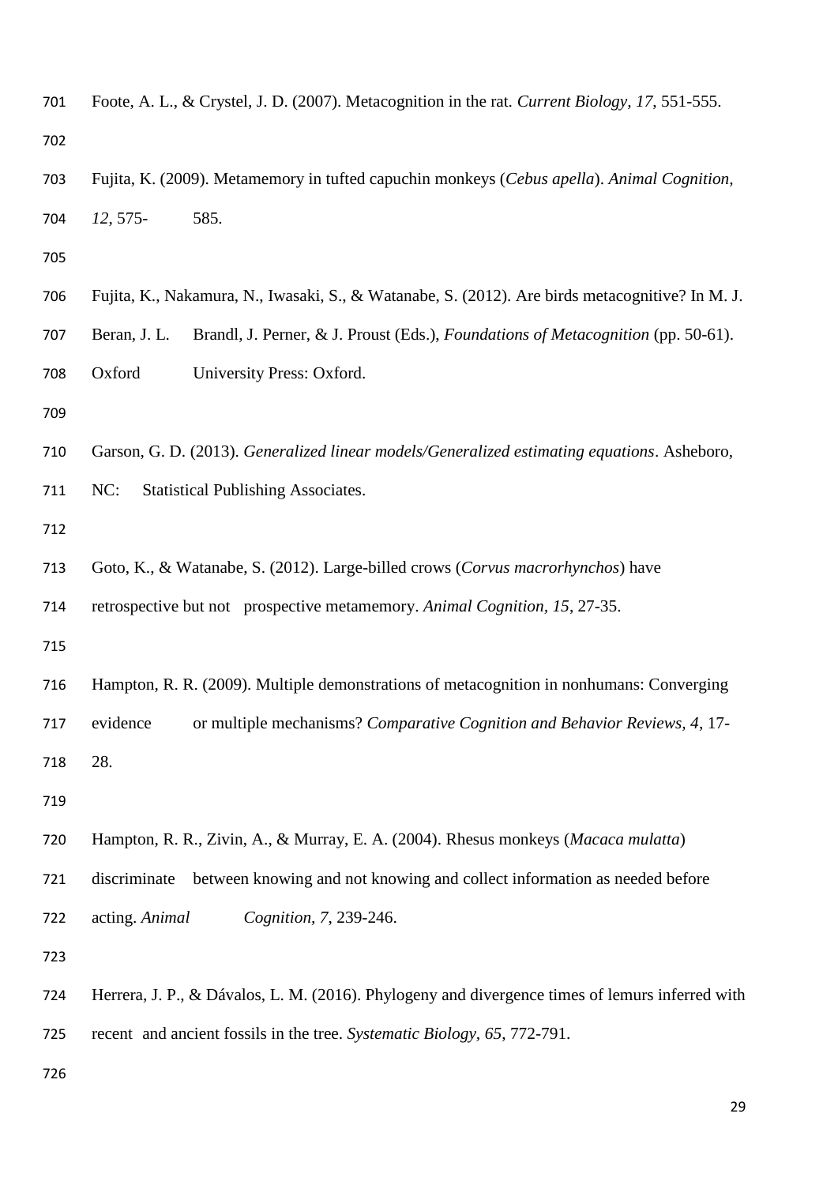Foote, A. L., & Crystel, J. D. (2007). Metacognition in the rat. *Current Biology*, *17*, 551-555.

Fujita, K. (2009). Metamemory in tufted capuchin monkeys (*Cebus apella*). *Animal Cognition*, *12*, 575- 585.

Fujita, K., Nakamura, N., Iwasaki, S., & Watanabe, S. (2012). Are birds metacognitive? In M. J. Beran, J. L. Brandl, J. Perner, & J. Proust (Eds.), *Foundations of Metacognition* (pp. 50-61). Oxford University Press: Oxford.

Garson, G. D. (2013). *Generalized linear models/Generalized estimating equations*. Asheboro, NC: Statistical Publishing Associates.

Goto, K., & Watanabe, S. (2012). Large-billed crows (*Corvus macrorhynchos*) have retrospective but not prospective metamemory. *Animal Cognition*, *15*, 27-35.

Hampton, R. R. (2009). Multiple demonstrations of metacognition in nonhumans: Converging evidence or multiple mechanisms? *Comparative Cognition and Behavior Reviews*, *4*, 17-28.

Hampton, R. R., Zivin, A., & Murray, E. A. (2004). Rhesus monkeys (*Macaca mulatta*) discriminate between knowing and not knowing and collect information as needed before acting. *Animal Cognition*, *7*, 239-246.

Herrera, J. P., & Dávalos, L. M. (2016). Phylogeny and divergence times of lemurs inferred with recent and ancient fossils in the tree. *Systematic Biology*, *65*, 772-791.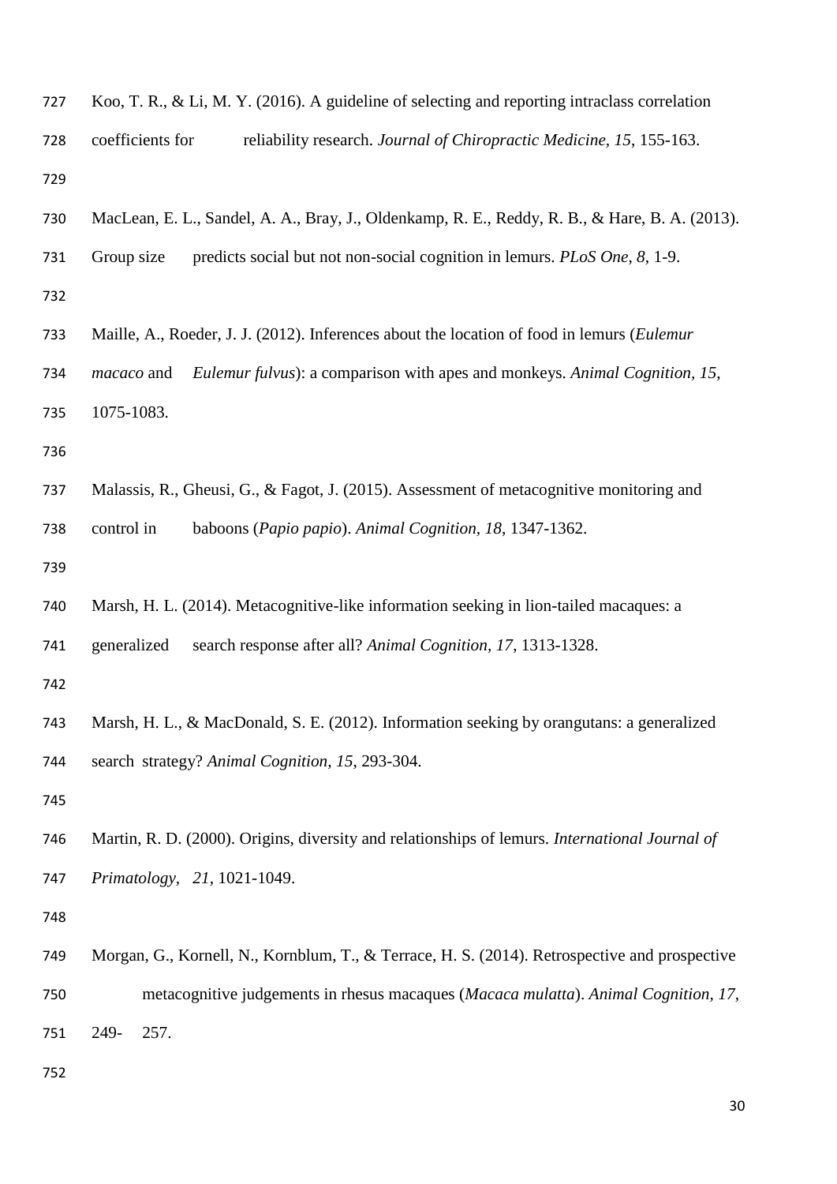Koo, T. R., & Li, M. Y. (2016). A guideline of selecting and reporting intraclass correlation coefficients for reliability research. *Journal of Chiropractic Medicine, 15*, 155-163.

MacLean, E. L., Sandel, A. A., Bray, J., Oldenkamp, R. E., Reddy, R. B., & Hare, B. A. (2013). Group size predicts social but not non-social cognition in lemurs. *PLoS One, 8*, 1-9.

Maille, A., Roeder, J. J. (2012). Inferences about the location of food in lemurs (*Eulemur macaco* and *Eulemur fulvus*): a comparison with apes and monkeys. *Animal Cognition, 15*, 1075-1083.

Malassis, R., Gheusi, G., & Fagot, J. (2015). Assessment of metacognitive monitoring and control in baboons (*Papio papio*). *Animal Cognition, 18*, 1347-1362.

Marsh, H. L. (2014). Metacognitive-like information seeking in lion-tailed macaques: a generalized search response after all? *Animal Cognition, 17*, 1313-1328.

Marsh, H. L., & MacDonald, S. E. (2012). Information seeking by orangutans: a generalized search strategy? *Animal Cognition, 15*, 293-304.

Martin, R. D. (2000). Origins, diversity and relationships of lemurs. *International Journal of Primatology, 21*, 1021-1049.

Morgan, G., Kornell, N., Kornblum, T., & Terrace, H. S. (2014). Retrospective and prospective metacognitive judgements in rhesus macaques (*Macaca mulatta*). *Animal Cognition, 17*, 249- 257.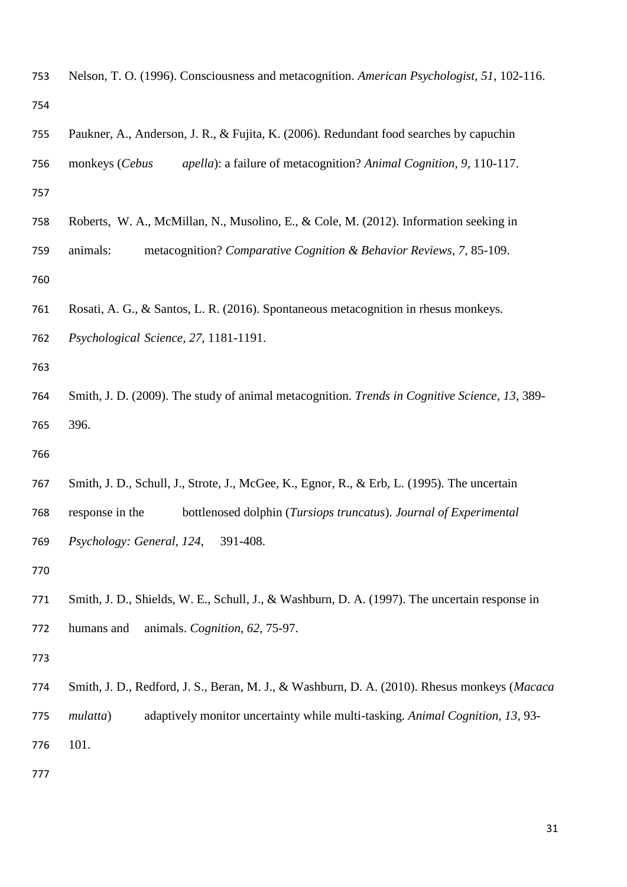Nelson, T. O. (1996). Consciousness and metacognition. *American Psychologist, 51*, 102-116.

Paukner, A., Anderson, J. R., & Fujita, K. (2006). Redundant food searches by capuchin monkeys (*Cebus apella*): a failure of metacognition? *Animal Cognition, 9*, 110-117.

Roberts, W. A., McMillan, N., Musolino, E., & Cole, M. (2012). Information seeking in animals: metacognition? *Comparative Cognition & Behavior Reviews, 7*, 85-109.

Rosati, A. G., & Santos, L. R. (2016). Spontaneous metacognition in rhesus monkeys. *Psychological Science, 27*, 1181-1191.

Smith, J. D. (2009). The study of animal metacognition. *Trends in Cognitive Science, 13*, 389-396.

Smith, J. D., Schull, J., Strote, J., McGee, K., Egnor, R., & Erb, L. (1995). The uncertain response in the bottlenosed dolphin (*Tursiops truncatus*). *Journal of Experimental Psychology: General, 124*, 391-408.

Smith, J. D., Shields, W. E., Schull, J., & Washburn, D. A. (1997). The uncertain response in humans and animals. *Cognition, 62*, 75-97.

Smith, J. D., Redford, J. S., Beran, M. J., & Washburn, D. A. (2010). Rhesus monkeys (*Macaca mulatta*) adaptively monitor uncertainty while multi-tasking. *Animal Cognition, 13*, 93-101.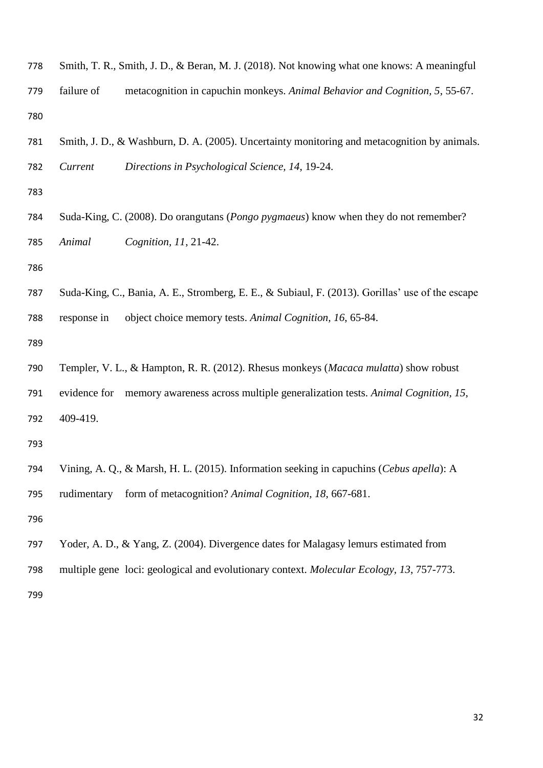Smith, T. R., Smith, J. D., & Beran, M. J. (2018). Not knowing what one knows: A meaningful failure of metacognition in capuchin monkeys. *Animal Behavior and Cognition, 5*, 55-67.

Smith, J. D., & Washburn, D. A. (2005). Uncertainty monitoring and metacognition by animals. *Current Directions in Psychological Science, 14*, 19-24.

Suda-King, C. (2008). Do orangutans (*Pongo pygmaeus*) know when they do not remember? *Animal Cognition, 11*, 21-42.

Suda-King, C., Bania, A. E., Stromberg, E. E., & Subiaul, F. (2013). Gorillas' use of the escape response in object choice memory tests. *Animal Cognition, 16*, 65-84.

Templer, V. L., & Hampton, R. R. (2012). Rhesus monkeys (*Macaca mulatta*) show robust evidence for memory awareness across multiple generalization tests. *Animal Cognition, 15*, 409-419.

Vining, A. Q., & Marsh, H. L. (2015). Information seeking in capuchins (*Cebus apella*): A rudimentary form of metacognition? *Animal Cognition, 18*, 667-681.

Yoder, A. D., & Yang, Z. (2004). Divergence dates for Malagasy lemurs estimated from multiple gene loci: geological and evolutionary context. *Molecular Ecology, 13*, 757-773.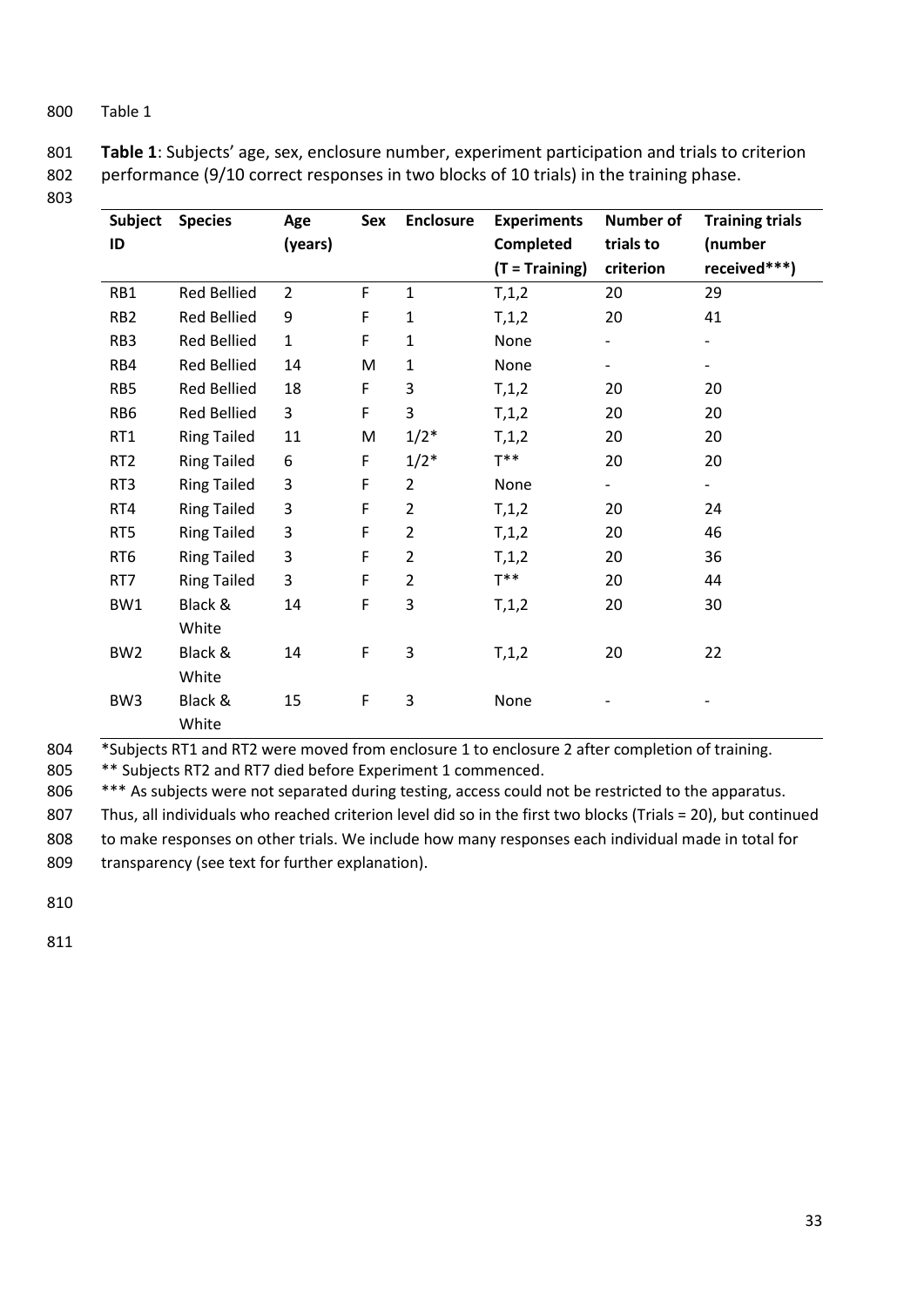Table 1

**Table 1**: Subjects' age, sex, enclosure number, experiment participation and trials to criterion performance (9/10 correct responses in two blocks of 10 trials) in the training phase.

| Subject ID | Species | Age (years) | Sex | Enclosure | Experiments Completed (T = Training) | Number of trials to criterion | Training trials (number received***) |
|---|---|---|---|---|---|---|---|
| RB1 | Red Bellied | 2 | F | 1 | T,1,2 | 20 | 29 |
| RB2 | Red Bellied | 9 | F | 1 | T,1,2 | 20 | 41 |
| RB3 | Red Bellied | 1 | F | 1 | None | - | - |
| RB4 | Red Bellied | 14 | M | 1 | None | - | - |
| RB5 | Red Bellied | 18 | F | 3 | T,1,2 | 20 | 20 |
| RB6 | Red Bellied | 3 | F | 3 | T,1,2 | 20 | 20 |
| RT1 | Ring Tailed | 11 | M | 1/2* | T,1,2 | 20 | 20 |
| RT2 | Ring Tailed | 6 | F | 1/2* | T** | 20 | 20 |
| RT3 | Ring Tailed | 3 | F | 2 | None | - | - |
| RT4 | Ring Tailed | 3 | F | 2 | T,1,2 | 20 | 24 |
| RT5 | Ring Tailed | 3 | F | 2 | T,1,2 | 20 | 46 |
| RT6 | Ring Tailed | 3 | F | 2 | T,1,2 | 20 | 36 |
| RT7 | Ring Tailed | 3 | F | 2 | T** | 20 | 44 |
| BW1 | Black & White | 14 | F | 3 | T,1,2 | 20 | 30 |
| BW2 | Black & White | 14 | F | 3 | T,1,2 | 20 | 22 |
| BW3 | Black & White | 15 | F | 3 | None | - | - |

*Subjects RT1 and RT2 were moved from enclosure 1 to enclosure 2 after completion of training.

** Subjects RT2 and RT7 died before Experiment 1 commenced.

*** As subjects were not separated during testing, access could not be restricted to the apparatus. Thus, all individuals who reached criterion level did so in the first two blocks (Trials = 20), but continued to make responses on other trials. We include how many responses each individual made in total for transparency (see text for further explanation).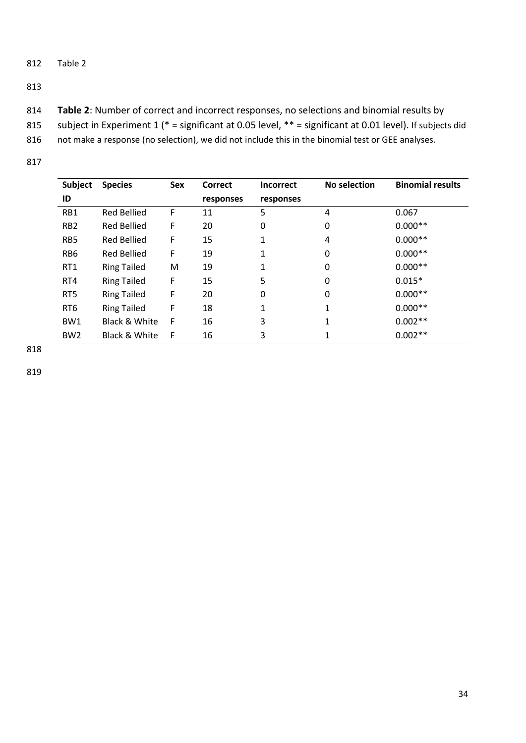Table 2

**Table 2**: Number of correct and incorrect responses, no selections and binomial results by subject in Experiment 1 (* = significant at 0.05 level, ** = significant at 0.01 level). If subjects did not make a response (no selection), we did not include this in the binomial test or GEE analyses.

| Subject ID | Species | Sex | Correct responses | Incorrect responses | No selection | Binomial results |
|---|---|---|---|---|---|---|
| RB1 | Red Bellied | F | 11 | 5 | 4 | 0.067 |
| RB2 | Red Bellied | F | 20 | 0 | 0 | 0.000** |
| RB5 | Red Bellied | F | 15 | 1 | 4 | 0.000** |
| RB6 | Red Bellied | F | 19 | 1 | 0 | 0.000** |
| RT1 | Ring Tailed | M | 19 | 1 | 0 | 0.000** |
| RT4 | Ring Tailed | F | 15 | 5 | 0 | 0.015* |
| RT5 | Ring Tailed | F | 20 | 0 | 0 | 0.000** |
| RT6 | Ring Tailed | F | 18 | 1 | 1 | 0.000** |
| BW1 | Black & White | F | 16 | 3 | 1 | 0.002** |
| BW2 | Black & White | F | 16 | 3 | 1 | 0.002** |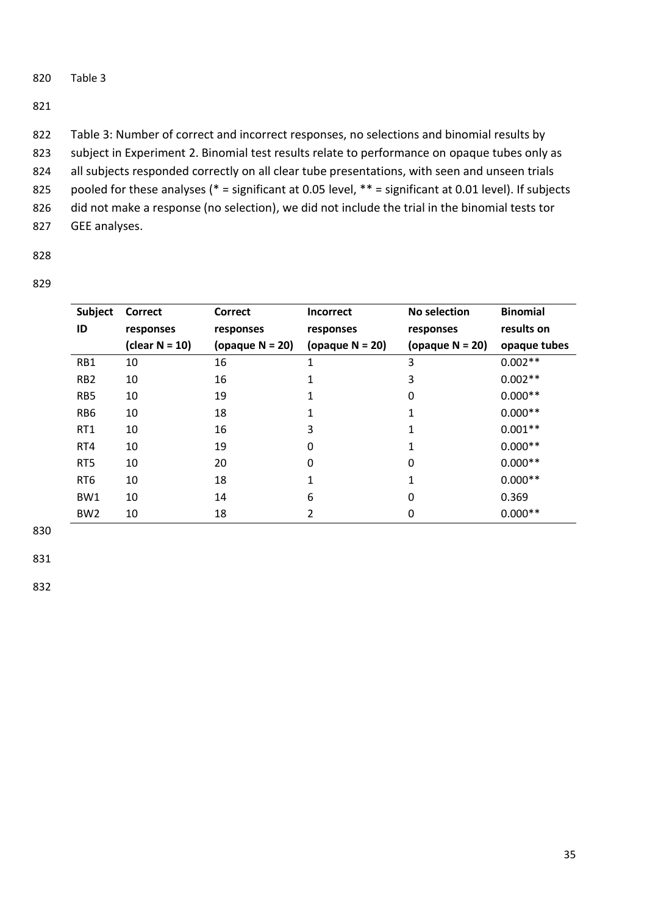Table 3

Table 3: Number of correct and incorrect responses, no selections and binomial results by subject in Experiment 2. Binomial test results relate to performance on opaque tubes only as all subjects responded correctly on all clear tube presentations, with seen and unseen trials pooled for these analyses (* = significant at 0.05 level, ** = significant at 0.01 level). If subjects did not make a response (no selection), we did not include the trial in the binomial tests tor GEE analyses.

| Subject ID | Correct responses (clear N = 10) | Correct responses (opaque N = 20) | Incorrect responses (opaque N = 20) | No selection responses (opaque N = 20) | Binomial results on opaque tubes |
|---|---|---|---|---|---|
| RB1 | 10 | 16 | 1 | 3 | 0.002** |
| RB2 | 10 | 16 | 1 | 3 | 0.002** |
| RB5 | 10 | 19 | 1 | 0 | 0.000** |
| RB6 | 10 | 18 | 1 | 1 | 0.000** |
| RT1 | 10 | 16 | 3 | 1 | 0.001** |
| RT4 | 10 | 19 | 0 | 1 | 0.000** |
| RT5 | 10 | 20 | 0 | 0 | 0.000** |
| RT6 | 10 | 18 | 1 | 1 | 0.000** |
| BW1 | 10 | 14 | 6 | 0 | 0.369 |
| BW2 | 10 | 18 | 2 | 0 | 0.000** |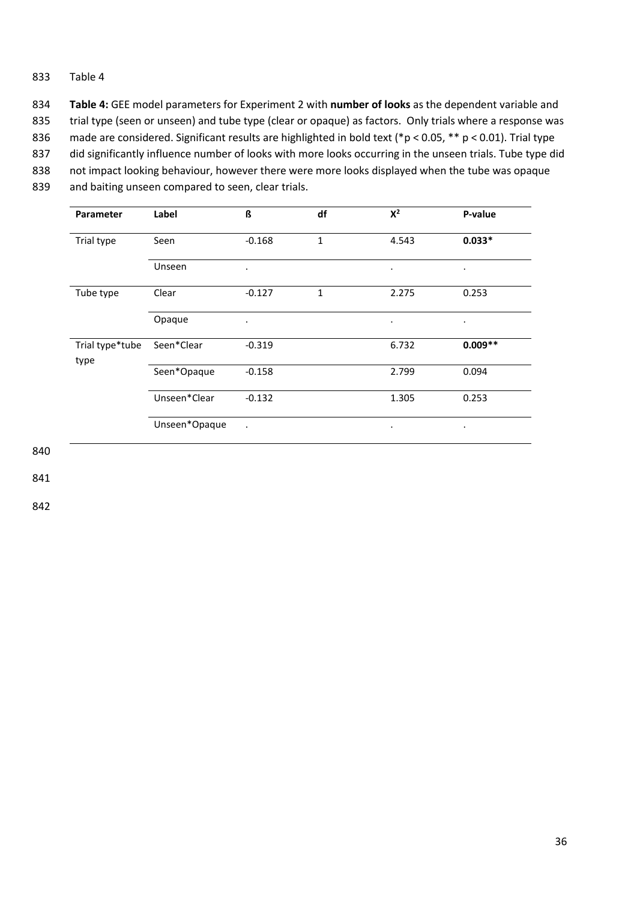Table 4

**Table 4:** GEE model parameters for Experiment 2 with **number of looks** as the dependent variable and trial type (seen or unseen) and tube type (clear or opaque) as factors. Only trials where a response was made are considered. Significant results are highlighted in bold text (*p < 0.05, ** p < 0.01). Trial type did significantly influence number of looks with more looks occurring in the unseen trials. Tube type did not impact looking behaviour, however there were more looks displayed when the tube was opaque and baiting unseen compared to seen, clear trials.

| Parameter | Label | ß | df | $X^2$ | P-value |
|---|---|---|---|---|---|
| Trial type | Seen | -0.168 | 1 | 4.543 | **0.033*** |
| | Unseen | . | | . | . |
| Tube type | Clear | -0.127 | 1 | 2.275 | 0.253 |
| | Opaque | . | | . | . |
| Trial type*tube type | Seen*Clear | -0.319 | | 6.732 | **0.009**** |
| | Seen*Opaque | -0.158 | | 2.799 | 0.094 |
| | Unseen*Clear | -0.132 | | 1.305 | 0.253 |
| | Unseen*Opaque | . | | . | . |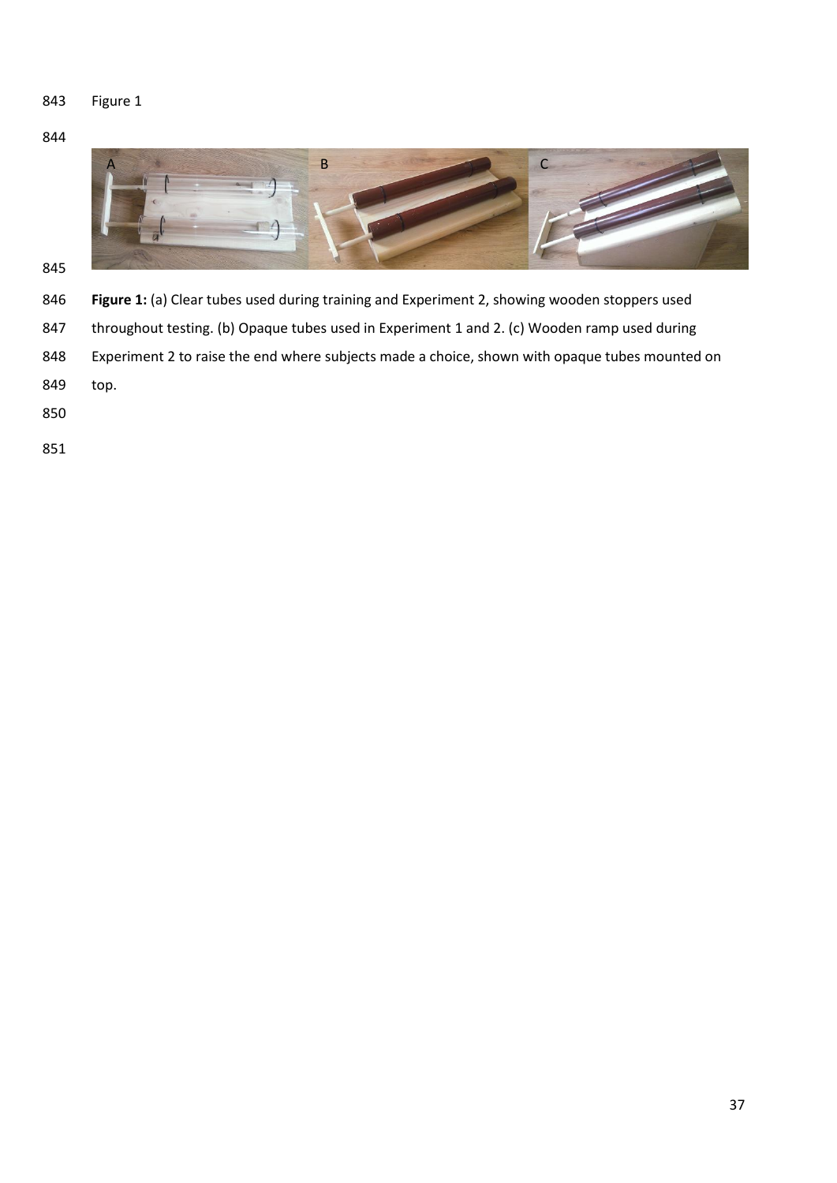Figure 1

**Figure 1:** (a) Clear tubes used during training and Experiment 2, showing wooden stoppers used throughout testing. (b) Opaque tubes used in Experiment 1 and 2. (c) Wooden ramp used during Experiment 2 to raise the end where subjects made a choice, shown with opaque tubes mounted on top.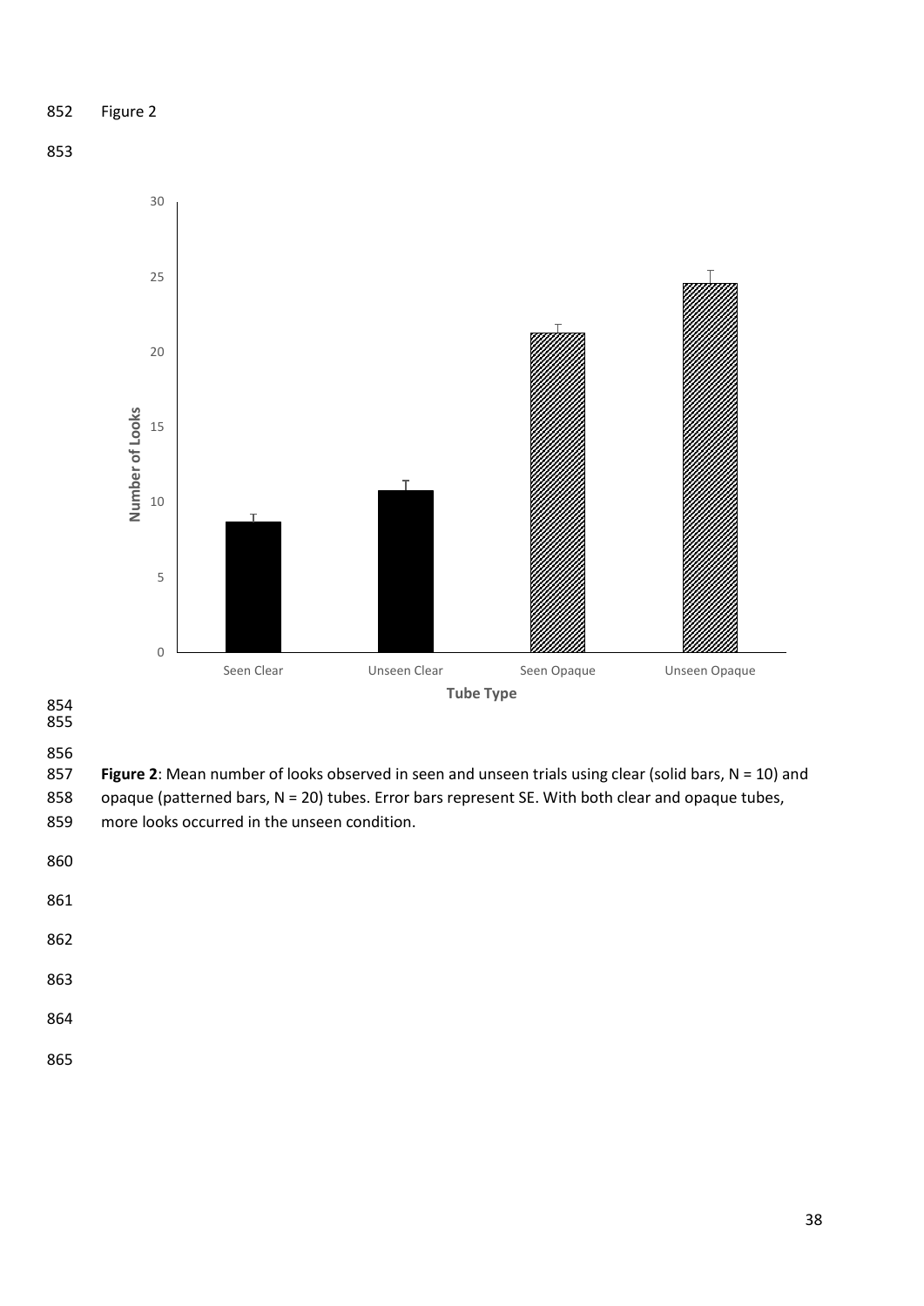Figure 2

Figure 2: Mean number of looks observed in seen and unseen trials using clear (solid bars, N = 10) and opaque (patterned bars, N = 20) tubes. Error bars represent SE. With both clear and opaque tubes, more looks occurred in the unseen condition.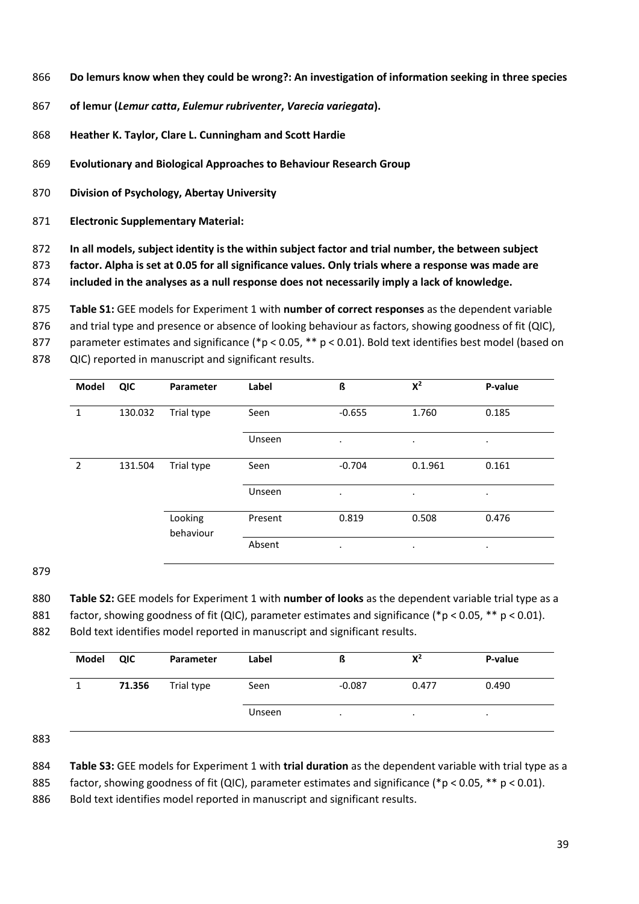**Do lemurs know when they could be wrong?: An investigation of information seeking in three species of lemur (*Lemur catta*, *Eulemur rubriventer*, *Varecia variegata*).**

**Heather K. Taylor, Clare L. Cunningham and Scott Hardie**

**Evolutionary and Biological Approaches to Behaviour Research Group**

**Division of Psychology, Abertay University**

**Electronic Supplementary Material:**

**In all models, subject identity is the within subject factor and trial number, the between subject factor. Alpha is set at 0.05 for all significance values. Only trials where a response was made are included in the analyses as a null response does not necessarily imply a lack of knowledge.**

**Table S1:** GEE models for Experiment 1 with **number of correct responses** as the dependent variable and trial type and presence or absence of looking behaviour as factors, showing goodness of fit (QIC), parameter estimates and significance (*p < 0.05, ** p < 0.01). Bold text identifies best model (based on QIC) reported in manuscript and significant results.

| Model | QIC | Parameter | Label | ß | $X^2$ | P-value |
|---|---|---|---|---|---|---|
| 1 | 130.032 | Trial type | Seen | -0.655 | 1.760 | 0.185 |
| | | | Unseen | . | . | . |
| 2 | 131.504 | Trial type | Seen | -0.704 | 0.1.961 | 0.161 |
| | | | Unseen | . | . | . |
| | | Looking behaviour | Present | 0.819 | 0.508 | 0.476 |
| | | | Absent | . | . | . |

**Table S2:** GEE models for Experiment 1 with **number of looks** as the dependent variable trial type as a factor, showing goodness of fit (QIC), parameter estimates and significance (*p < 0.05, ** p < 0.01). Bold text identifies model reported in manuscript and significant results.

| Model | QIC | Parameter | Label | ß | $X^2$ | P-value |
|---|---|---|---|---|---|---|
| 1 | **71.356** | Trial type | Seen | -0.087 | 0.477 | 0.490 |
| | | | Unseen | . | . | . |

**Table S3:** GEE models for Experiment 1 with **trial duration** as the dependent variable with trial type as a factor, showing goodness of fit (QIC), parameter estimates and significance (*p < 0.05, ** p < 0.01). Bold text identifies model reported in manuscript and significant results.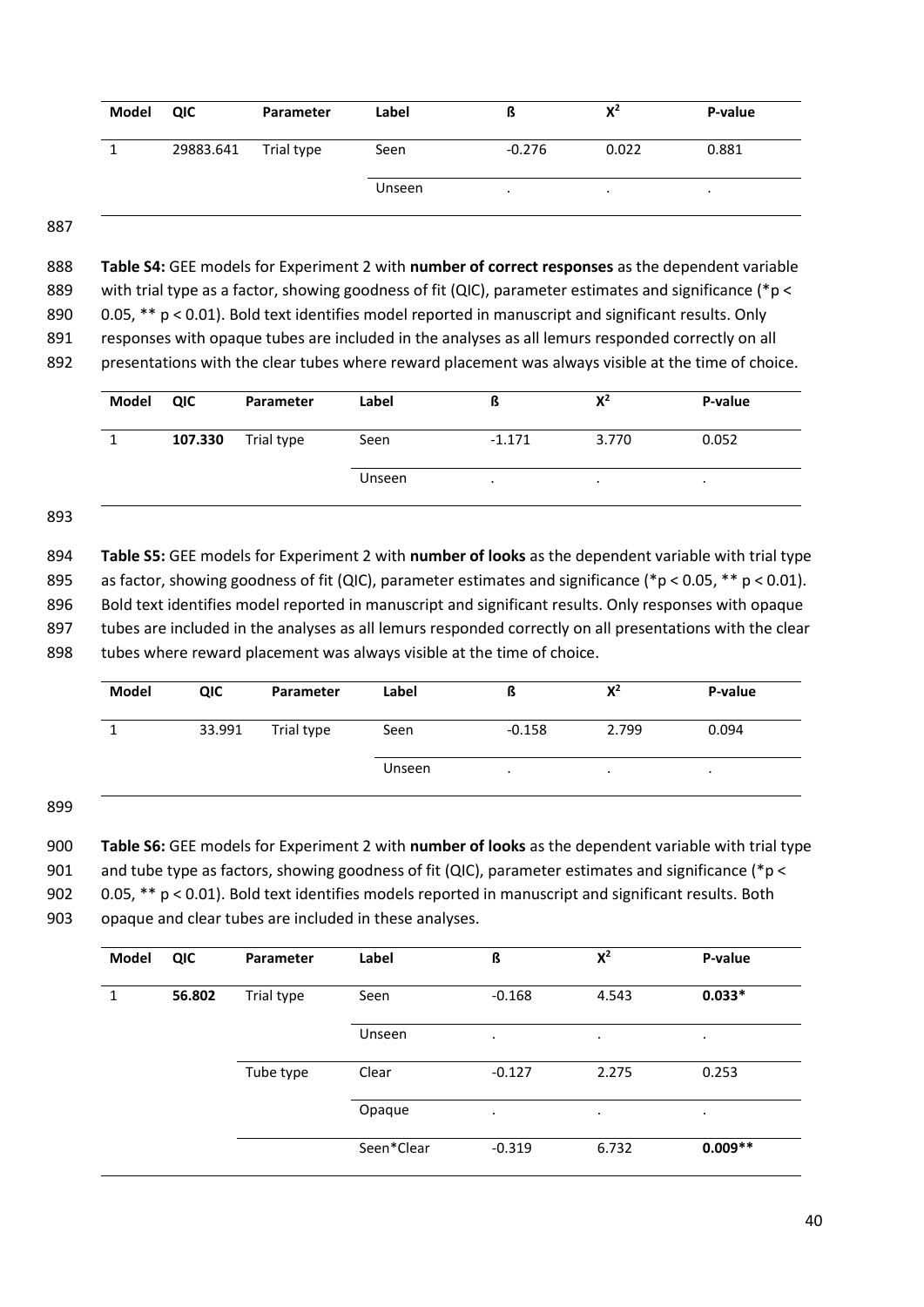| Model | QIC | Parameter | Label | ß | $X^2$ | P-value |
|---|---|---|---|---|---|---|
| 1 | 29883.641 | Trial type | Seen | -0.276 | 0.022 | 0.881 |
| | | | Unseen | . | . | . |

**Table S4:** GEE models for Experiment 2 with **number of correct responses** as the dependent variable with trial type as a factor, showing goodness of fit (QIC), parameter estimates and significance (*p < 0.05, ** p < 0.01). Bold text identifies model reported in manuscript and significant results. Only responses with opaque tubes are included in the analyses as all lemurs responded correctly on all presentations with the clear tubes where reward placement was always visible at the time of choice.

| Model | QIC | Parameter | Label | ß | $X^2$ | P-value |
|---|---|---|---|---|---|---|
| 1 | **107.330** | Trial type | Seen | -1.171 | 3.770 | 0.052 |
| | | | Unseen | . | . | . |

**Table S5:** GEE models for Experiment 2 with **number of looks** as the dependent variable with trial type as factor, showing goodness of fit (QIC), parameter estimates and significance (*p < 0.05, ** p < 0.01). Bold text identifies model reported in manuscript and significant results. Only responses with opaque tubes are included in the analyses as all lemurs responded correctly on all presentations with the clear tubes where reward placement was always visible at the time of choice.

| Model | QIC | Parameter | Label | ß | $X^2$ | P-value |
|---|---|---|---|---|---|---|
| 1 | 33.991 | Trial type | Seen | -0.158 | 2.799 | 0.094 |
| | | | Unseen | . | . | . |

**Table S6:** GEE models for Experiment 2 with **number of looks** as the dependent variable with trial type and tube type as factors, showing goodness of fit (QIC), parameter estimates and significance (*p < 0.05, ** p < 0.01). Bold text identifies models reported in manuscript and significant results. Both opaque and clear tubes are included in these analyses.

| Model | QIC | Parameter | Label | ß | $X^2$ | P-value |
|---|---|---|---|---|---|---|
| 1 | **56.802** | Trial type | Seen | -0.168 | 4.543 | **0.033*** |
| | | | Unseen | . | . | . |
| | | Tube type | Clear | -0.127 | 2.275 | 0.253 |
| | | | Opaque | . | . | . |
| | | | Seen*Clear | -0.319 | 6.732 | **0.009**** |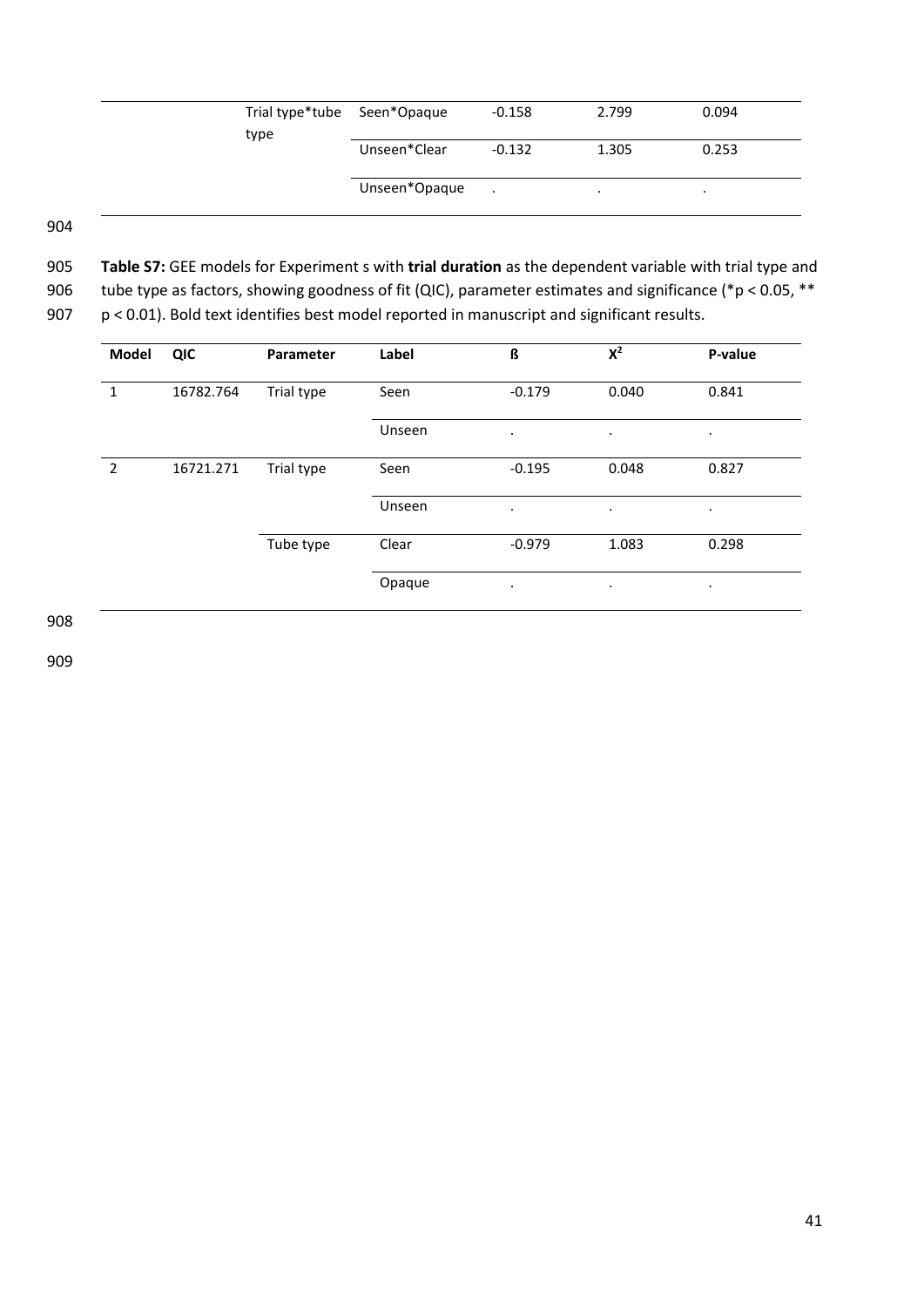| | | | | | | |
|---|---|---|---|---|---|---|
| | | Trial type*tube type | Seen*Opaque | -0.158 | 2.799 | 0.094 |
| | | | Unseen*Clear | -0.132 | 1.305 | 0.253 |
| | | | Unseen*Opaque | . | . | . |

**Table S7:** GEE models for Experiment s with **trial duration** as the dependent variable with trial type and tube type as factors, showing goodness of fit (QIC), parameter estimates and significance (\*p < 0.05, \*\* p < 0.01). Bold text identifies best model reported in manuscript and significant results.

| **Model** | **QIC** | **Parameter** | **Label** | **ß** | $X^2$ | **P-value** |
|---|---|---|---|---|---|---|
| 1 | 16782.764 | Trial type | Seen | -0.179 | 0.040 | 0.841 |
| | | | Unseen | . | . | . |
| 2 | 16721.271 | Trial type | Seen | -0.195 | 0.048 | 0.827 |
| | | | Unseen | . | . | . |
| | | Tube type | Clear | -0.979 | 1.083 | 0.298 |
| | | | Opaque | . | . | . |